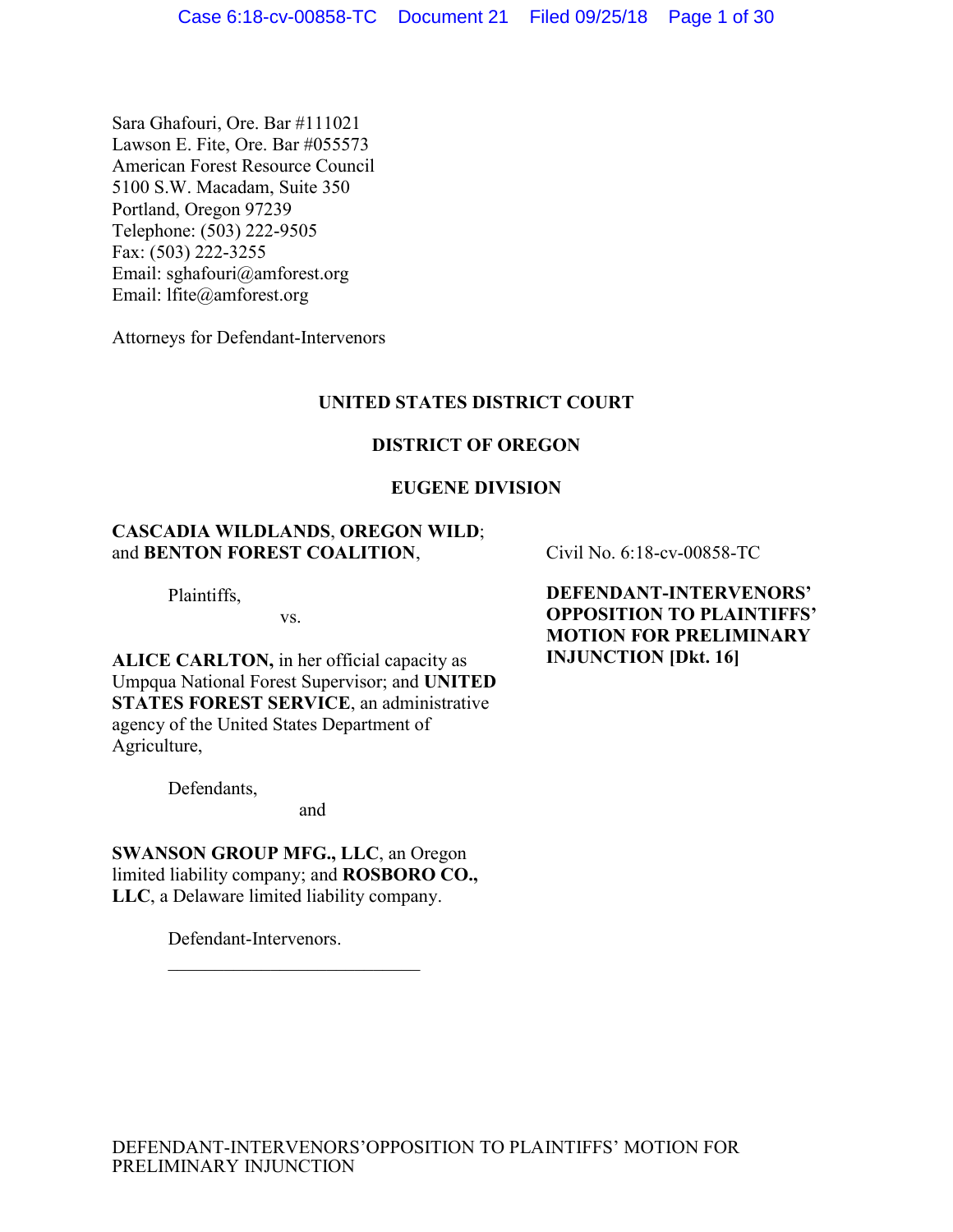Sara Ghafouri, Ore. Bar #111021
Lawson E. Fite, Ore. Bar #055573
American Forest Resource Council
5100 S.W. Macadam, Suite 350
Portland, Oregon 97239
Telephone: (503) 222-9505
Fax: (503) 222-3255
Email: sghafouri@amforest.org
Email: lfite@amforest.org

Attorneys for Defendant-Intervenors

**UNITED STATES DISTRICT COURT**

**DISTRICT OF OREGON**

**EUGENE DIVISION**

**CASCADIA WILDLANDS**, **OREGON WILD**; and **BENTON FOREST COALITION**,

Plaintiffs,

vs.

**ALICE CARLTON,** in her official capacity as Umpqua National Forest Supervisor; and **UNITED STATES FOREST SERVICE**, an administrative agency of the United States Department of Agriculture,

Defendants,

and

**SWANSON GROUP MFG., LLC**, an Oregon limited liability company; and **ROSBORO CO., LLC**, a Delaware limited liability company.

Defendant-Intervenors.

Civil No. 6:18-cv-00858-TC

**DEFENDANT-INTERVENORS' OPPOSITION TO PLAINTIFFS' MOTION FOR PRELIMINARY INJUNCTION [Dkt. 16]**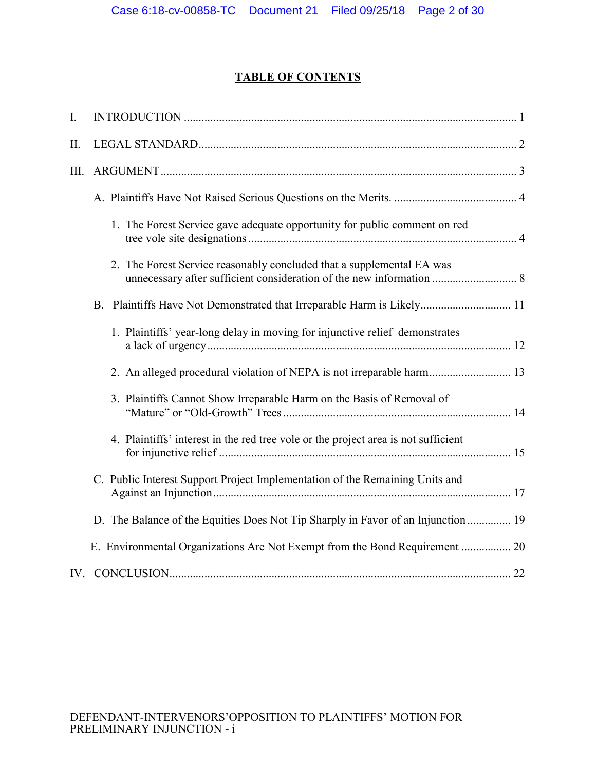**TABLE OF CONTENTS**

I. INTRODUCTION ..... 1

II. LEGAL STANDARD ..... 2

III. ARGUMENT ..... 3

A. Plaintiffs Have Not Raised Serious Questions on the Merits. ..... 4

1. The Forest Service gave adequate opportunity for public comment on red tree vole site designations ..... 4

2. The Forest Service reasonably concluded that a supplemental EA was unnecessary after sufficient consideration of the new information ..... 8

B. Plaintiffs Have Not Demonstrated that Irreparable Harm is Likely ..... 11

1. Plaintiffs' year-long delay in moving for injunctive relief demonstrates a lack of urgency ..... 12

2. An alleged procedural violation of NEPA is not irreparable harm ..... 13

3. Plaintiffs Cannot Show Irreparable Harm on the Basis of Removal of "Mature" or "Old-Growth" Trees ..... 14

4. Plaintiffs' interest in the red tree vole or the project area is not sufficient for injunctive relief ..... 15

C. Public Interest Support Project Implementation of the Remaining Units and Against an Injunction ..... 17

D. The Balance of the Equities Does Not Tip Sharply in Favor of an Injunction ..... 19

E. Environmental Organizations Are Not Exempt from the Bond Requirement ..... 20

IV. CONCLUSION ..... 22

DEFENDANT-INTERVENORS' OPPOSITION TO PLAINTIFFS' MOTION FOR PRELIMINARY INJUNCTION - i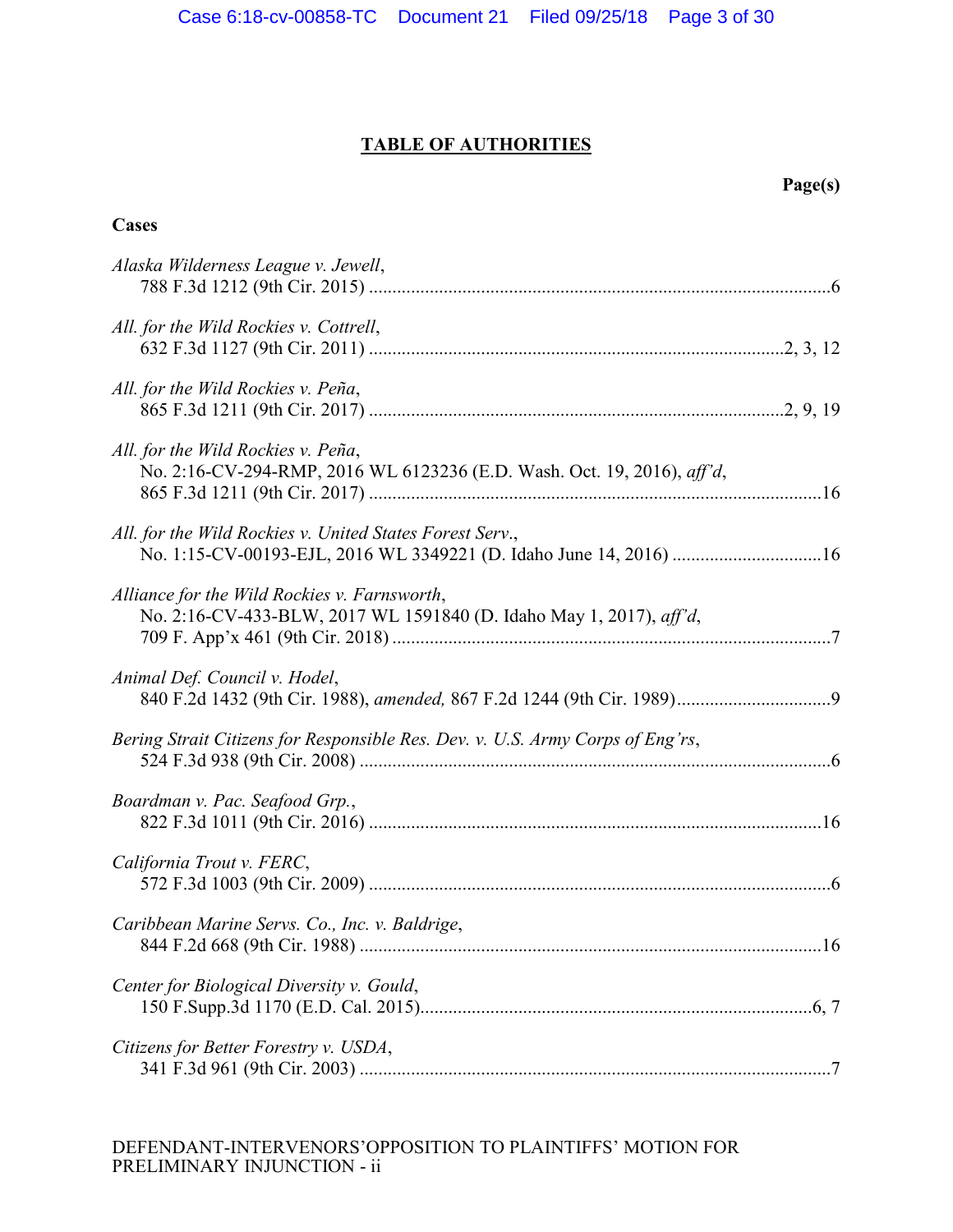# TABLE OF AUTHORITIES

**Page(s)**

**Cases**

*Alaska Wilderness League v. Jewell*,
788 F.3d 1212 (9th Cir. 2015) ....................................................................................................6

*All. for the Wild Rockies v. Cottrell*,
632 F.3d 1127 (9th Cir. 2011) ........................................................................................2, 3, 12

*All. for the Wild Rockies v. Peña*,
865 F.3d 1211 (9th Cir. 2017) ........................................................................................2, 9, 19

*All. for the Wild Rockies v. Peña*,
No. 2:16-CV-294-RMP, 2016 WL 6123236 (E.D. Wash. Oct. 19, 2016), *aff'd*,
865 F.3d 1211 (9th Cir. 2017) ..................................................................................................16

*All. for the Wild Rockies v. United States Forest Serv.*,
No. 1:15-CV-00193-EJL, 2016 WL 3349221 (D. Idaho June 14, 2016) ................................16

*Alliance for the Wild Rockies v. Farnsworth*,
No. 2:16-CV-433-BLW, 2017 WL 1591840 (D. Idaho May 1, 2017), *aff'd*,
709 F. App'x 461 (9th Cir. 2018) ..............................................................................................7

*Animal Def. Council v. Hodel*,
840 F.2d 1432 (9th Cir. 1988), *amended,* 867 F.2d 1244 (9th Cir. 1989)................................9

*Bering Strait Citizens for Responsible Res. Dev. v. U.S. Army Corps of Eng'rs*,
524 F.3d 938 (9th Cir. 2008) .....................................................................................................6

*Boardman v. Pac. Seafood Grp.*,
822 F.3d 1011 (9th Cir. 2016) .................................................................................................16

*California Trout v. FERC*,
572 F.3d 1003 (9th Cir. 2009) ...................................................................................................6

*Caribbean Marine Servs. Co., Inc. v. Baldrige*,
844 F.2d 668 (9th Cir. 1988) ...................................................................................................16

*Center for Biological Diversity v. Gould*,
150 F.Supp.3d 1170 (E.D. Cal. 2015)....................................................................................6, 7

*Citizens for Better Forestry v. USDA*,
341 F.3d 961 (9th Cir. 2003) .....................................................................................................7

DEFENDANT-INTERVENORS'OPPOSITION TO PLAINTIFFS' MOTION FOR PRELIMINARY INJUNCTION - ii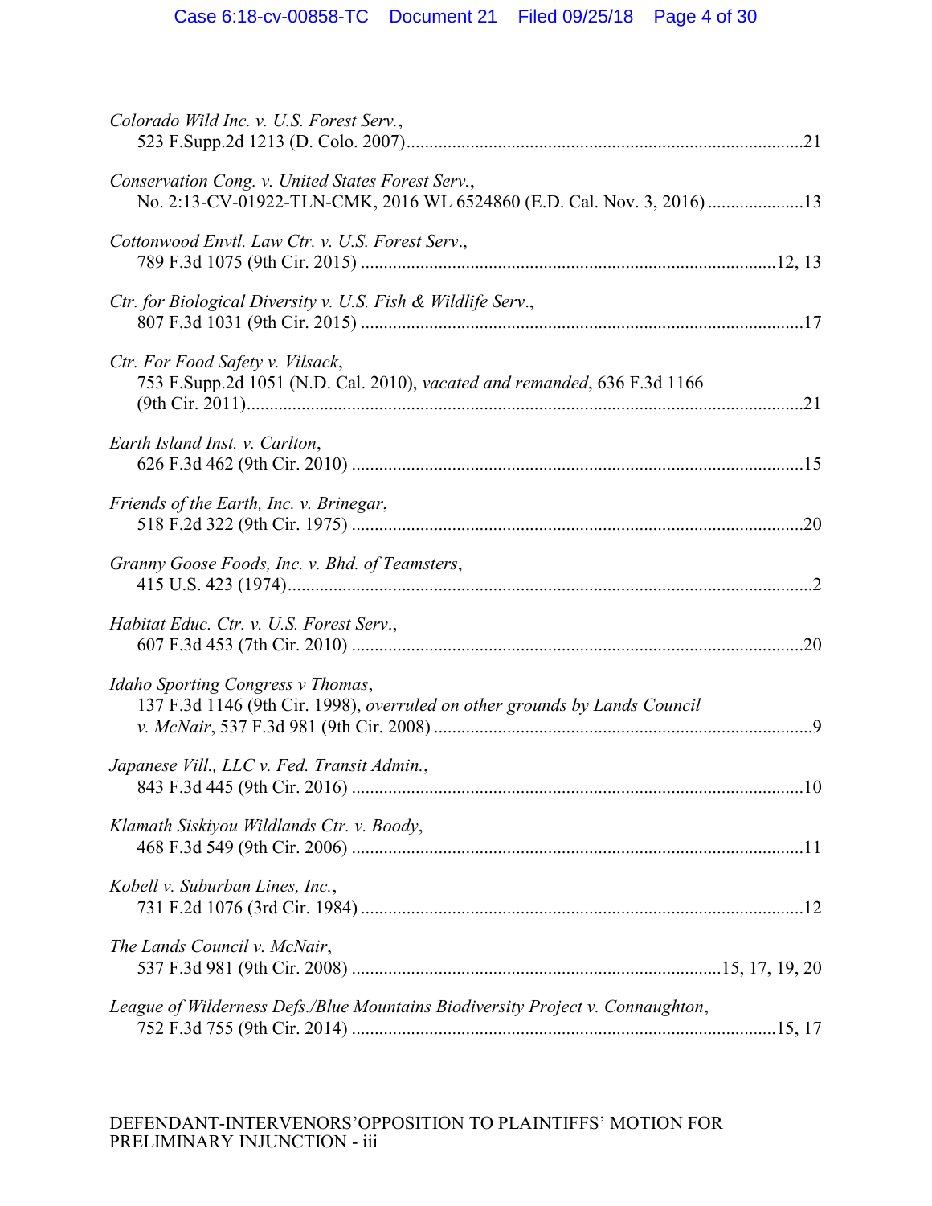*Colorado Wild Inc. v. U.S. Forest Serv.*,
523 F.Supp.2d 1213 (D. Colo. 2007)........................................................................................21

*Conservation Cong. v. United States Forest Serv.*,
No. 2:13-CV-01922-TLN-CMK, 2016 WL 6524860 (E.D. Cal. Nov. 3, 2016) .....................13

*Cottonwood Envtl. Law Ctr. v. U.S. Forest Serv*.,
789 F.3d 1075 (9th Cir. 2015) ..........................................................................................12, 13

*Ctr. for Biological Diversity v. U.S. Fish & Wildlife Serv*.,
807 F.3d 1031 (9th Cir. 2015) ................................................................................................17

*Ctr. For Food Safety v. Vilsack*,
753 F.Supp.2d 1051 (N.D. Cal. 2010), *vacated and remanded*, 636 F.3d 1166
(9th Cir. 2011).........................................................................................................................21

*Earth Island Inst. v. Carlton*,
626 F.3d 462 (9th Cir. 2010) ..................................................................................................15

*Friends of the Earth, Inc. v. Brinegar*,
518 F.2d 322 (9th Cir. 1975) ..................................................................................................20

*Granny Goose Foods, Inc. v. Bhd. of Teamsters*,
415 U.S. 423 (1974)..................................................................................................................2

*Habitat Educ. Ctr. v. U.S. Forest Serv*.,
607 F.3d 453 (7th Cir. 2010) ..................................................................................................20

*Idaho Sporting Congress v Thomas*,
137 F.3d 1146 (9th Cir. 1998), *overruled on other grounds by Lands Council v. McNair*, 537 F.3d 981 (9th Cir. 2008) ....................................................................................9

*Japanese Vill., LLC v. Fed. Transit Admin.*,
843 F.3d 445 (9th Cir. 2016) ..................................................................................................10

*Klamath Siskiyou Wildlands Ctr. v. Boody*,
468 F.3d 549 (9th Cir. 2006) ..................................................................................................11

*Kobell v. Suburban Lines, Inc.*,
731 F.2d 1076 (3rd Cir. 1984) ................................................................................................12

*The Lands Council v. McNair*,
537 F.3d 981 (9th Cir. 2008) ................................................................................15, 17, 19, 20

*League of Wilderness Defs./Blue Mountains Biodiversity Project v. Connaughton*,
752 F.3d 755 (9th Cir. 2014) ............................................................................................15, 17

DEFENDANT-INTERVENORS'OPPOSITION TO PLAINTIFFS' MOTION FOR PRELIMINARY INJUNCTION - iii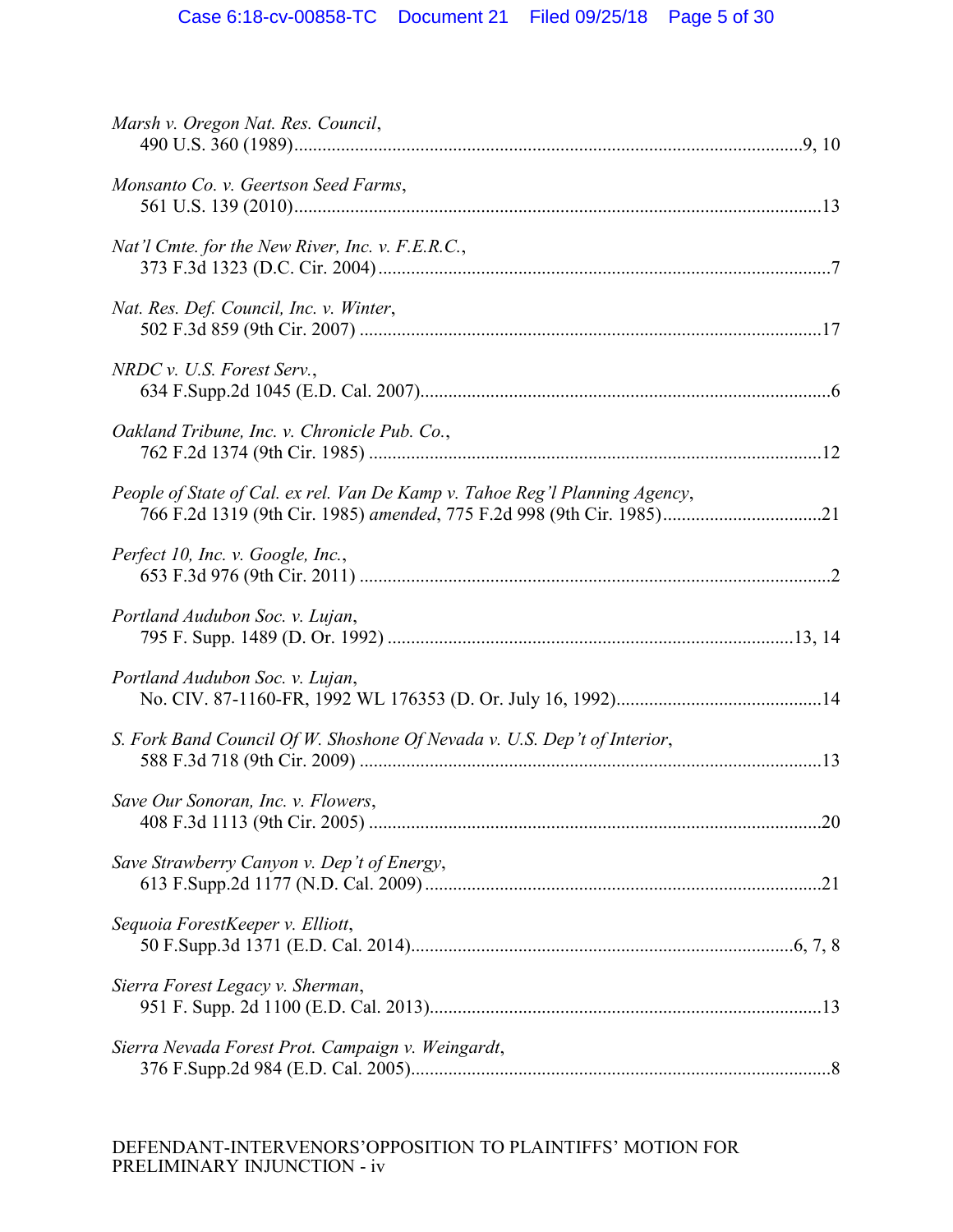*Marsh v. Oregon Nat. Res. Council*,
490 U.S. 360 (1989) .......... 9, 10

*Monsanto Co. v. Geertson Seed Farms*,
561 U.S. 139 (2010) .......... 13

*Nat'l Cmte. for the New River, Inc. v. F.E.R.C.*,
373 F.3d 1323 (D.C. Cir. 2004) .......... 7

*Nat. Res. Def. Council, Inc. v. Winter*,
502 F.3d 859 (9th Cir. 2007) .......... 17

*NRDC v. U.S. Forest Serv.*,
634 F.Supp.2d 1045 (E.D. Cal. 2007) .......... 6

*Oakland Tribune, Inc. v. Chronicle Pub. Co.*,
762 F.2d 1374 (9th Cir. 1985) .......... 12

*People of State of Cal. ex rel. Van De Kamp v. Tahoe Reg'l Planning Agency*,
766 F.2d 1319 (9th Cir. 1985) *amended*, 775 F.2d 998 (9th Cir. 1985) .......... 21

*Perfect 10, Inc. v. Google, Inc.*,
653 F.3d 976 (9th Cir. 2011) .......... 2

*Portland Audubon Soc. v. Lujan*,
795 F. Supp. 1489 (D. Or. 1992) .......... 13, 14

*Portland Audubon Soc. v. Lujan*,
No. CIV. 87-1160-FR, 1992 WL 176353 (D. Or. July 16, 1992) .......... 14

*S. Fork Band Council Of W. Shoshone Of Nevada v. U.S. Dep't of Interior*,
588 F.3d 718 (9th Cir. 2009) .......... 13

*Save Our Sonoran, Inc. v. Flowers*,
408 F.3d 1113 (9th Cir. 2005) .......... 20

*Save Strawberry Canyon v. Dep't of Energy*,
613 F.Supp.2d 1177 (N.D. Cal. 2009) .......... 21

*Sequoia ForestKeeper v. Elliott*,
50 F.Supp.3d 1371 (E.D. Cal. 2014) .......... 6, 7, 8

*Sierra Forest Legacy v. Sherman*,
951 F. Supp. 2d 1100 (E.D. Cal. 2013) .......... 13

*Sierra Nevada Forest Prot. Campaign v. Weingardt*,
376 F.Supp.2d 984 (E.D. Cal. 2005) .......... 8

DEFENDANT-INTERVENORS' OPPOSITION TO PLAINTIFFS' MOTION FOR PRELIMINARY INJUNCTION - iv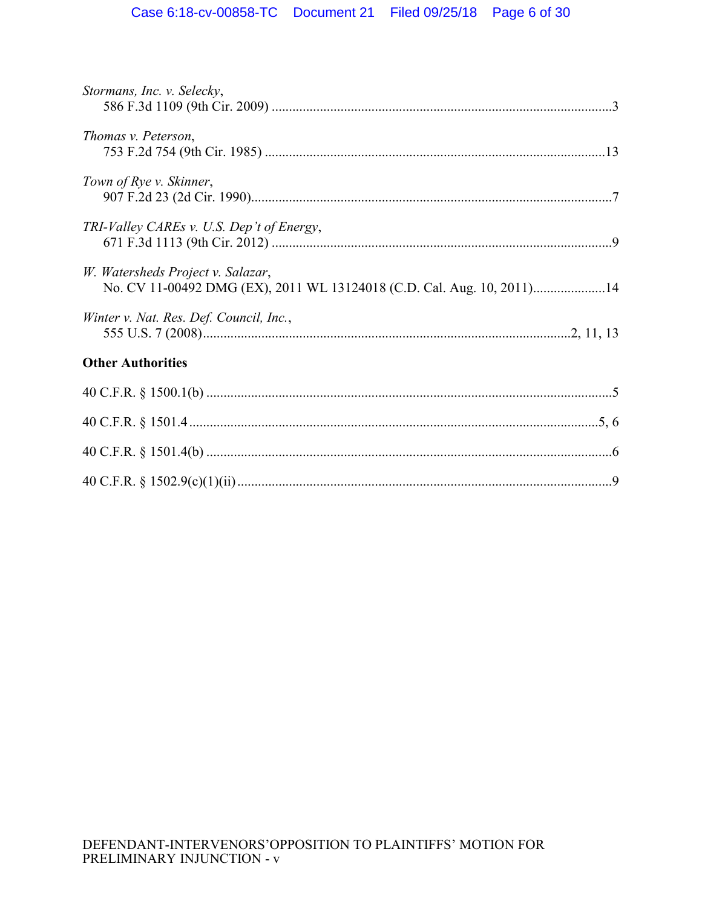*Stormans, Inc. v. Selecky*,
586 F.3d 1109 (9th Cir. 2009) ....................................................................................................3

*Thomas v. Peterson*,
753 F.2d 754 (9th Cir. 1985) ....................................................................................................13

*Town of Rye v. Skinner*,
907 F.2d 23 (2d Cir. 1990).........................................................................................................7

*TRI-Valley CAREs v. U.S. Dep't of Energy*,
671 F.3d 1113 (9th Cir. 2012) ....................................................................................................9

*W. Watersheds Project v. Salazar*,
No. CV 11-00492 DMG (EX), 2011 WL 13124018 (C.D. Cal. Aug. 10, 2011).....................14

*Winter v. Nat. Res. Def. Council, Inc.*,
555 U.S. 7 (2008)...........................................................................................................2, 11, 13

**Other Authorities**

40 C.F.R. § 1500.1(b) ......................................................................................................................5

40 C.F.R. § 1501.4 ......................................................................................................................5, 6

40 C.F.R. § 1501.4(b) ......................................................................................................................6

40 C.F.R. § 1502.9(c)(1)(ii) .............................................................................................................9

DEFENDANT-INTERVENORS' OPPOSITION TO PLAINTIFFS' MOTION FOR PRELIMINARY INJUNCTION - v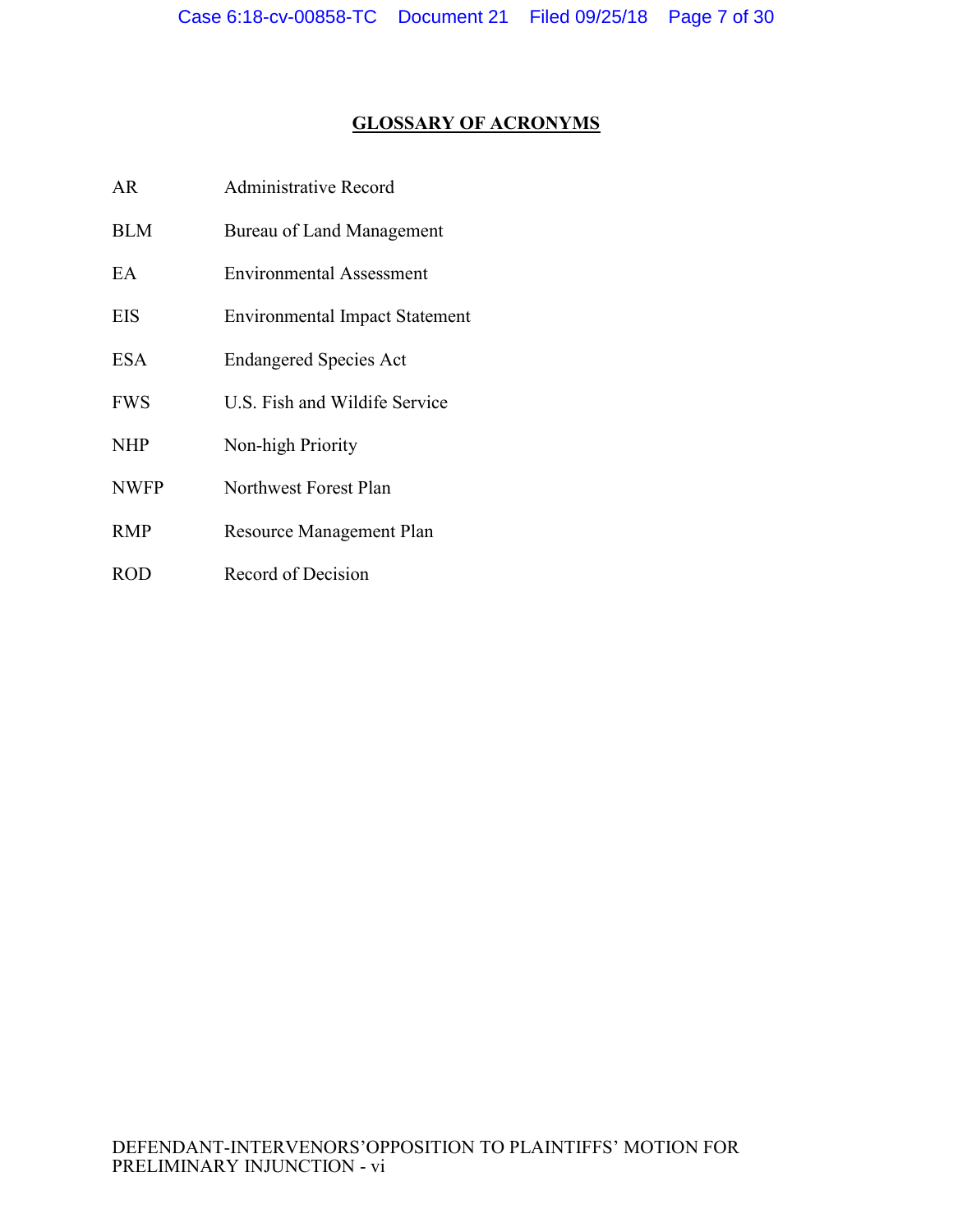## GLOSSARY OF ACRONYMS

| | |
|---|---|
| AR | Administrative Record |
| BLM | Bureau of Land Management |
| EA | Environmental Assessment |
| EIS | Environmental Impact Statement |
| ESA | Endangered Species Act |
| FWS | U.S. Fish and Wildife Service |
| NHP | Non-high Priority |
| NWFP | Northwest Forest Plan |
| RMP | Resource Management Plan |
| ROD | Record of Decision |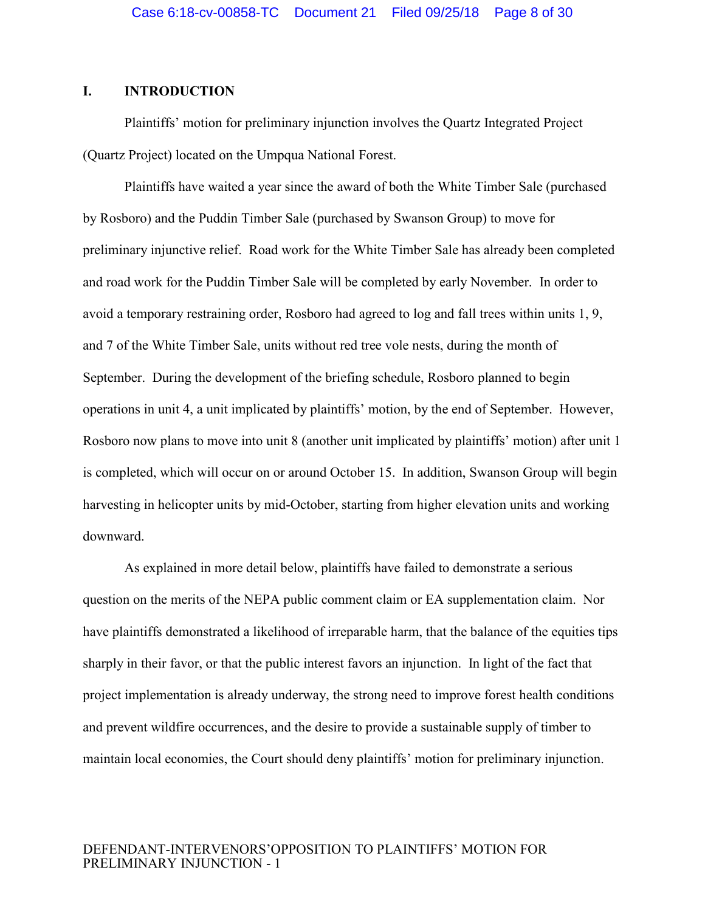## I. INTRODUCTION

Plaintiffs' motion for preliminary injunction involves the Quartz Integrated Project (Quartz Project) located on the Umpqua National Forest.

Plaintiffs have waited a year since the award of both the White Timber Sale (purchased by Rosboro) and the Puddin Timber Sale (purchased by Swanson Group) to move for preliminary injunctive relief. Road work for the White Timber Sale has already been completed and road work for the Puddin Timber Sale will be completed by early November. In order to avoid a temporary restraining order, Rosboro had agreed to log and fall trees within units 1, 9, and 7 of the White Timber Sale, units without red tree vole nests, during the month of September. During the development of the briefing schedule, Rosboro planned to begin operations in unit 4, a unit implicated by plaintiffs' motion, by the end of September. However, Rosboro now plans to move into unit 8 (another unit implicated by plaintiffs' motion) after unit 1 is completed, which will occur on or around October 15. In addition, Swanson Group will begin harvesting in helicopter units by mid-October, starting from higher elevation units and working downward.

As explained in more detail below, plaintiffs have failed to demonstrate a serious question on the merits of the NEPA public comment claim or EA supplementation claim. Nor have plaintiffs demonstrated a likelihood of irreparable harm, that the balance of the equities tips sharply in their favor, or that the public interest favors an injunction. In light of the fact that project implementation is already underway, the strong need to improve forest health conditions and prevent wildfire occurrences, and the desire to provide a sustainable supply of timber to maintain local economies, the Court should deny plaintiffs' motion for preliminary injunction.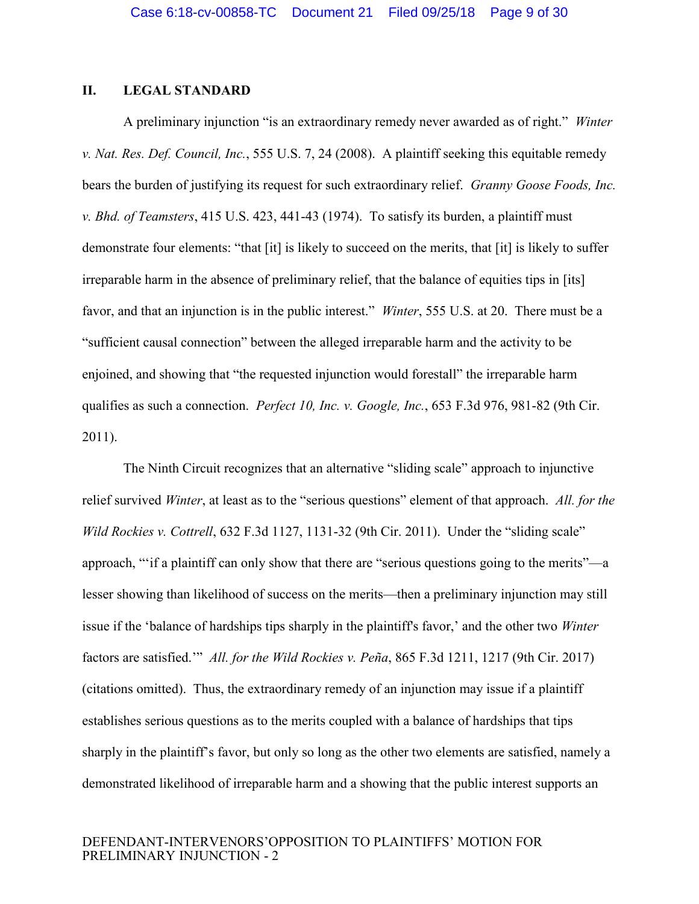## II. LEGAL STANDARD

A preliminary injunction "is an extraordinary remedy never awarded as of right." *Winter v. Nat. Res. Def. Council, Inc.*, 555 U.S. 7, 24 (2008). A plaintiff seeking this equitable remedy bears the burden of justifying its request for such extraordinary relief. *Granny Goose Foods, Inc. v. Bhd. of Teamsters*, 415 U.S. 423, 441-43 (1974). To satisfy its burden, a plaintiff must demonstrate four elements: "that [it] is likely to succeed on the merits, that [it] is likely to suffer irreparable harm in the absence of preliminary relief, that the balance of equities tips in [its] favor, and that an injunction is in the public interest." *Winter*, 555 U.S. at 20. There must be a "sufficient causal connection" between the alleged irreparable harm and the activity to be enjoined, and showing that "the requested injunction would forestall" the irreparable harm qualifies as such a connection. *Perfect 10, Inc. v. Google, Inc.*, 653 F.3d 976, 981-82 (9th Cir. 2011).

The Ninth Circuit recognizes that an alternative "sliding scale" approach to injunctive relief survived *Winter*, at least as to the "serious questions" element of that approach. *All. for the Wild Rockies v. Cottrell*, 632 F.3d 1127, 1131-32 (9th Cir. 2011). Under the "sliding scale" approach, "'if a plaintiff can only show that there are "serious questions going to the merits"—a lesser showing than likelihood of success on the merits—then a preliminary injunction may still issue if the 'balance of hardships tips sharply in the plaintiff's favor,' and the other two *Winter* factors are satisfied.'" *All. for the Wild Rockies v. Peña*, 865 F.3d 1211, 1217 (9th Cir. 2017) (citations omitted). Thus, the extraordinary remedy of an injunction may issue if a plaintiff establishes serious questions as to the merits coupled with a balance of hardships that tips sharply in the plaintiff's favor, but only so long as the other two elements are satisfied, namely a demonstrated likelihood of irreparable harm and a showing that the public interest supports an

DEFENDANT-INTERVENORS'OPPOSITION TO PLAINTIFFS' MOTION FOR PRELIMINARY INJUNCTION - 2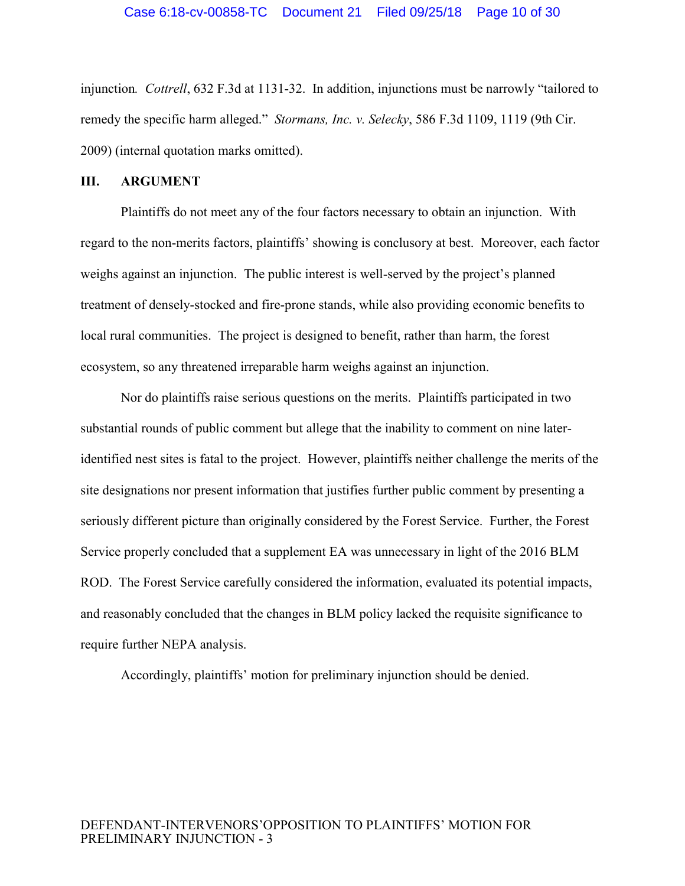injunction. *Cottrell*, 632 F.3d at 1131-32. In addition, injunctions must be narrowly "tailored to remedy the specific harm alleged." *Stormans, Inc. v. Selecky*, 586 F.3d 1109, 1119 (9th Cir. 2009) (internal quotation marks omitted).

## III. ARGUMENT

Plaintiffs do not meet any of the four factors necessary to obtain an injunction. With regard to the non-merits factors, plaintiffs' showing is conclusory at best. Moreover, each factor weighs against an injunction. The public interest is well-served by the project's planned treatment of densely-stocked and fire-prone stands, while also providing economic benefits to local rural communities. The project is designed to benefit, rather than harm, the forest ecosystem, so any threatened irreparable harm weighs against an injunction.

Nor do plaintiffs raise serious questions on the merits. Plaintiffs participated in two substantial rounds of public comment but allege that the inability to comment on nine later-identified nest sites is fatal to the project. However, plaintiffs neither challenge the merits of the site designations nor present information that justifies further public comment by presenting a seriously different picture than originally considered by the Forest Service. Further, the Forest Service properly concluded that a supplement EA was unnecessary in light of the 2016 BLM ROD. The Forest Service carefully considered the information, evaluated its potential impacts, and reasonably concluded that the changes in BLM policy lacked the requisite significance to require further NEPA analysis.

Accordingly, plaintiffs' motion for preliminary injunction should be denied.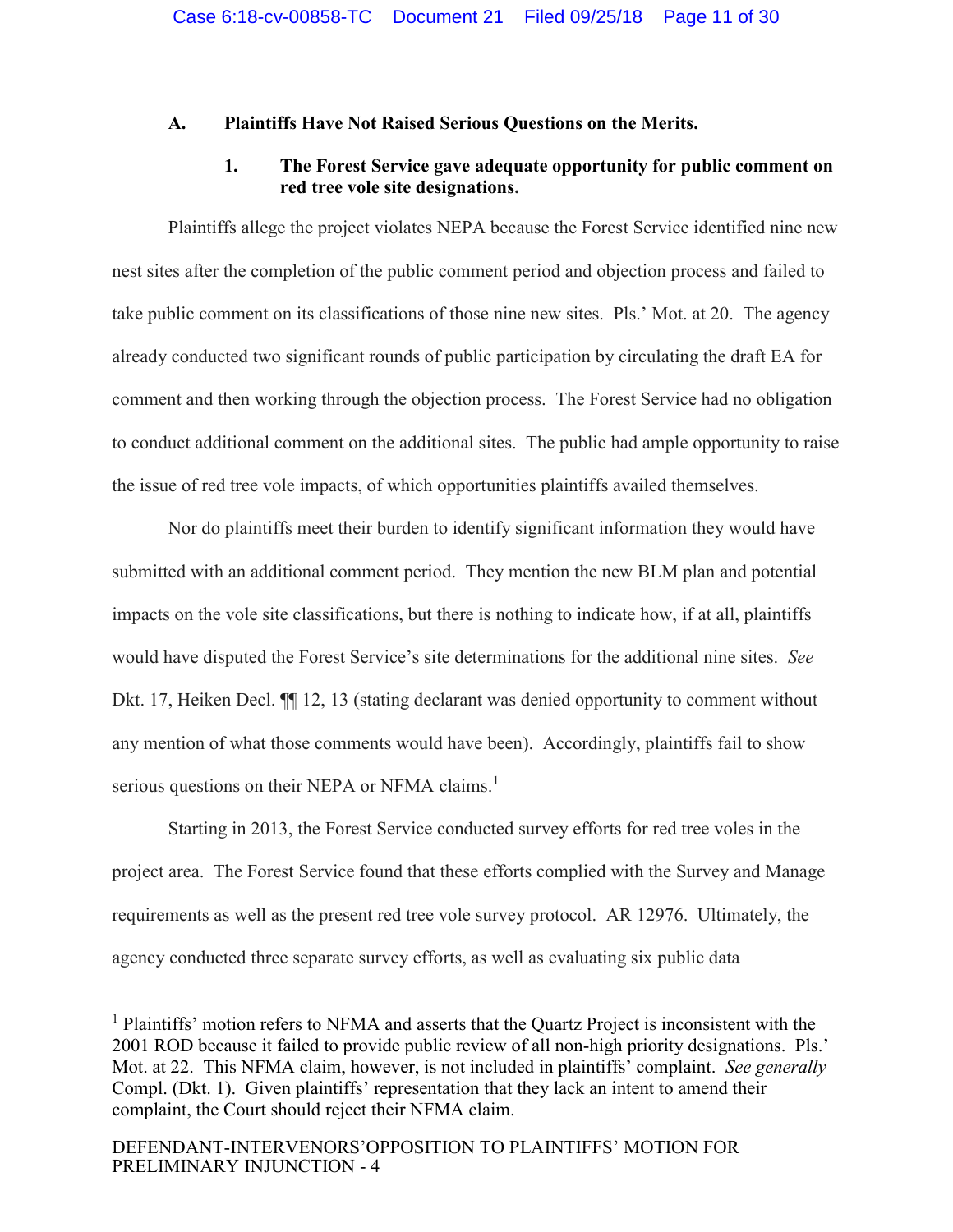### A. Plaintiffs Have Not Raised Serious Questions on the Merits.

#### 1. The Forest Service gave adequate opportunity for public comment on red tree vole site designations.

Plaintiffs allege the project violates NEPA because the Forest Service identified nine new nest sites after the completion of the public comment period and objection process and failed to take public comment on its classifications of those nine new sites. Pls.' Mot. at 20. The agency already conducted two significant rounds of public participation by circulating the draft EA for comment and then working through the objection process. The Forest Service had no obligation to conduct additional comment on the additional sites. The public had ample opportunity to raise the issue of red tree vole impacts, of which opportunities plaintiffs availed themselves.

Nor do plaintiffs meet their burden to identify significant information they would have submitted with an additional comment period. They mention the new BLM plan and potential impacts on the vole site classifications, but there is nothing to indicate how, if at all, plaintiffs would have disputed the Forest Service's site determinations for the additional nine sites. *See* Dkt. 17, Heiken Decl. ¶¶ 12, 13 (stating declarant was denied opportunity to comment without any mention of what those comments would have been). Accordingly, plaintiffs fail to show serious questions on their NEPA or NFMA claims.[1]

Starting in 2013, the Forest Service conducted survey efforts for red tree voles in the project area. The Forest Service found that these efforts complied with the Survey and Manage requirements as well as the present red tree vole survey protocol. AR 12976. Ultimately, the agency conducted three separate survey efforts, as well as evaluating six public data

---

[1] Plaintiffs' motion refers to NFMA and asserts that the Quartz Project is inconsistent with the 2001 ROD because it failed to provide public review of all non-high priority designations. Pls.' Mot. at 22. This NFMA claim, however, is not included in plaintiffs' complaint. *See generally* Compl. (Dkt. 1). Given plaintiffs' representation that they lack an intent to amend their complaint, the Court should reject their NFMA claim.

DEFENDANT-INTERVENORS' OPPOSITION TO PLAINTIFFS' MOTION FOR PRELIMINARY INJUNCTION - 4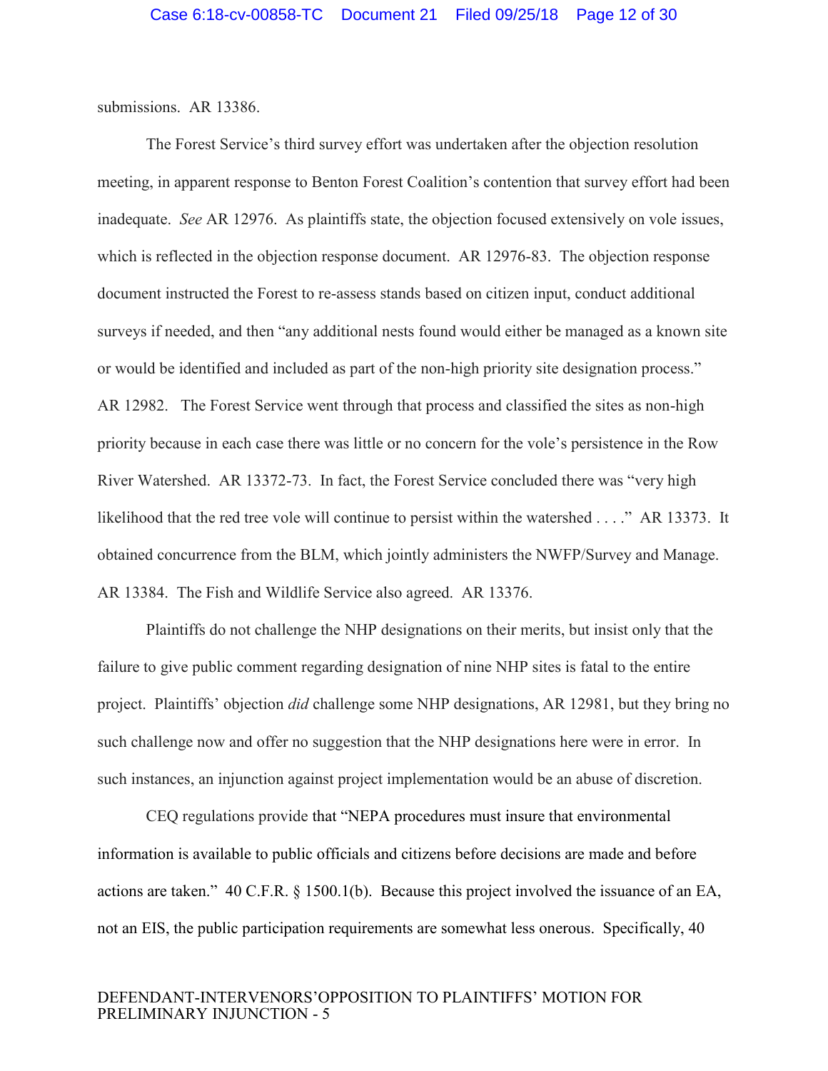submissions. AR 13386.

The Forest Service's third survey effort was undertaken after the objection resolution meeting, in apparent response to Benton Forest Coalition's contention that survey effort had been inadequate. *See* AR 12976. As plaintiffs state, the objection focused extensively on vole issues, which is reflected in the objection response document. AR 12976-83. The objection response document instructed the Forest to re-assess stands based on citizen input, conduct additional surveys if needed, and then "any additional nests found would either be managed as a known site or would be identified and included as part of the non-high priority site designation process." AR 12982. The Forest Service went through that process and classified the sites as non-high priority because in each case there was little or no concern for the vole's persistence in the Row River Watershed. AR 13372-73. In fact, the Forest Service concluded there was "very high likelihood that the red tree vole will continue to persist within the watershed . . . ." AR 13373. It obtained concurrence from the BLM, which jointly administers the NWFP/Survey and Manage. AR 13384. The Fish and Wildlife Service also agreed. AR 13376.

Plaintiffs do not challenge the NHP designations on their merits, but insist only that the failure to give public comment regarding designation of nine NHP sites is fatal to the entire project. Plaintiffs' objection *did* challenge some NHP designations, AR 12981, but they bring no such challenge now and offer no suggestion that the NHP designations here were in error. In such instances, an injunction against project implementation would be an abuse of discretion.

CEQ regulations provide that "NEPA procedures must insure that environmental information is available to public officials and citizens before decisions are made and before actions are taken." 40 C.F.R. § 1500.1(b). Because this project involved the issuance of an EA, not an EIS, the public participation requirements are somewhat less onerous. Specifically, 40

DEFENDANT-INTERVENORS'OPPOSITION TO PLAINTIFFS' MOTION FOR PRELIMINARY INJUNCTION - 5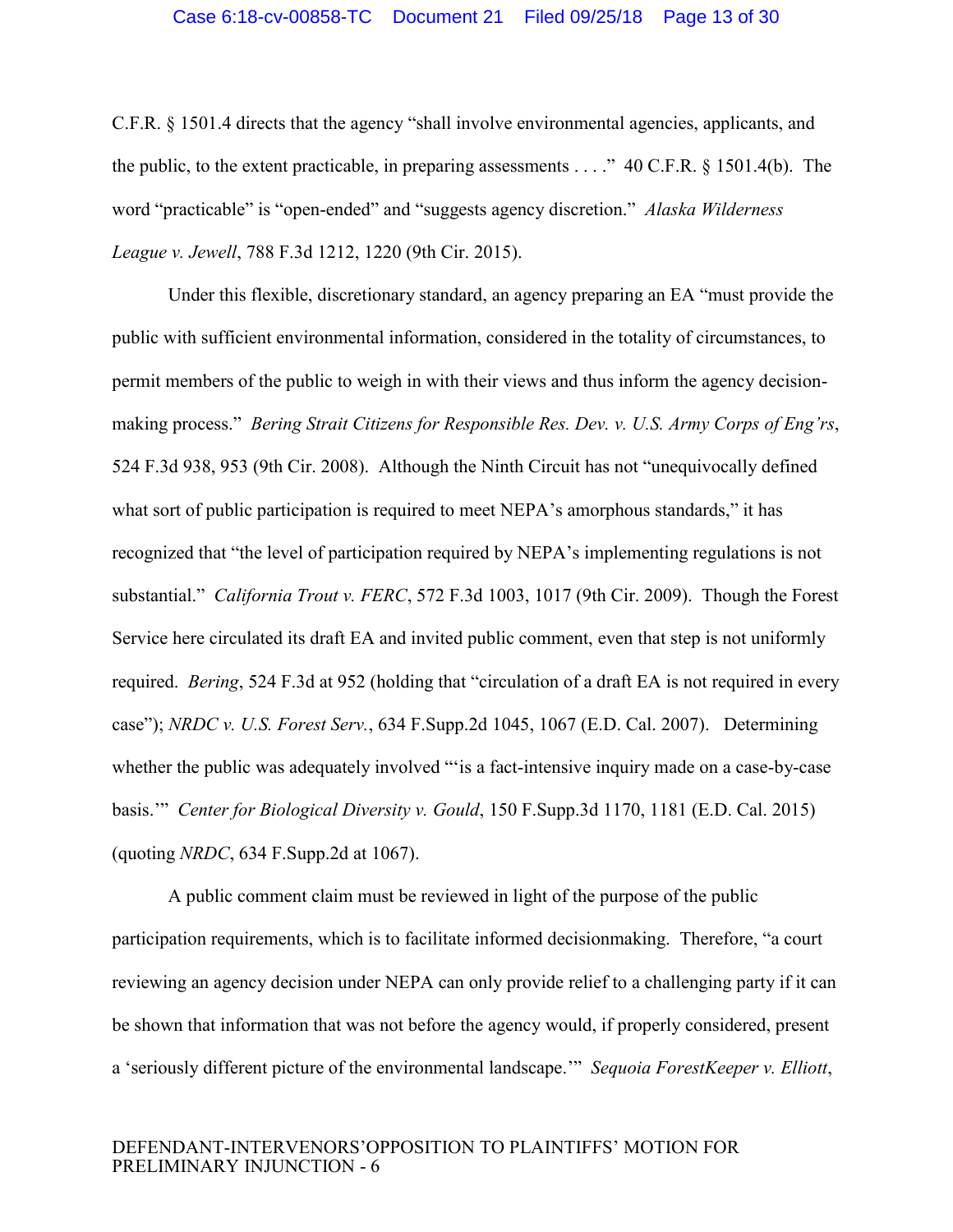C.F.R. § 1501.4 directs that the agency "shall involve environmental agencies, applicants, and the public, to the extent practicable, in preparing assessments . . . ." 40 C.F.R. § 1501.4(b). The word "practicable" is "open-ended" and "suggests agency discretion." *Alaska Wilderness League v. Jewell*, 788 F.3d 1212, 1220 (9th Cir. 2015).

Under this flexible, discretionary standard, an agency preparing an EA "must provide the public with sufficient environmental information, considered in the totality of circumstances, to permit members of the public to weigh in with their views and thus inform the agency decision-making process." *Bering Strait Citizens for Responsible Res. Dev. v. U.S. Army Corps of Eng'rs*, 524 F.3d 938, 953 (9th Cir. 2008). Although the Ninth Circuit has not "unequivocally defined what sort of public participation is required to meet NEPA's amorphous standards," it has recognized that "the level of participation required by NEPA's implementing regulations is not substantial." *California Trout v. FERC*, 572 F.3d 1003, 1017 (9th Cir. 2009). Though the Forest Service here circulated its draft EA and invited public comment, even that step is not uniformly required. *Bering*, 524 F.3d at 952 (holding that "circulation of a draft EA is not required in every case"); *NRDC v. U.S. Forest Serv.*, 634 F.Supp.2d 1045, 1067 (E.D. Cal. 2007). Determining whether the public was adequately involved "'is a fact-intensive inquiry made on a case-by-case basis.'" *Center for Biological Diversity v. Gould*, 150 F.Supp.3d 1170, 1181 (E.D. Cal. 2015) (quoting *NRDC*, 634 F.Supp.2d at 1067).

A public comment claim must be reviewed in light of the purpose of the public participation requirements, which is to facilitate informed decisionmaking. Therefore, "a court reviewing an agency decision under NEPA can only provide relief to a challenging party if it can be shown that information that was not before the agency would, if properly considered, present a 'seriously different picture of the environmental landscape.'" *Sequoia ForestKeeper v. Elliott*,

DEFENDANT-INTERVENORS'OPPOSITION TO PLAINTIFFS' MOTION FOR PRELIMINARY INJUNCTION - 6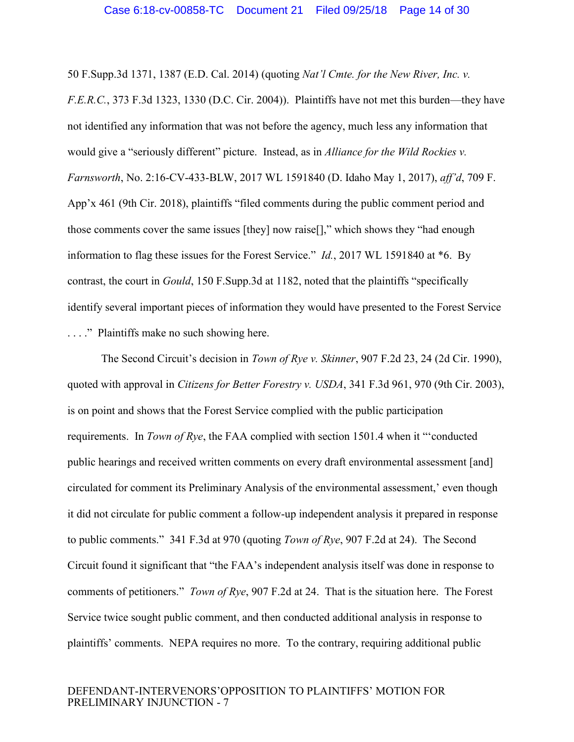50 F.Supp.3d 1371, 1387 (E.D. Cal. 2014) (quoting *Nat'l Cmte. for the New River, Inc. v. F.E.R.C.*, 373 F.3d 1323, 1330 (D.C. Cir. 2004)). Plaintiffs have not met this burden—they have not identified any information that was not before the agency, much less any information that would give a "seriously different" picture. Instead, as in *Alliance for the Wild Rockies v. Farnsworth*, No. 2:16-CV-433-BLW, 2017 WL 1591840 (D. Idaho May 1, 2017), *aff'd*, 709 F. App'x 461 (9th Cir. 2018), plaintiffs "filed comments during the public comment period and those comments cover the same issues [they] now raise[]," which shows they "had enough information to flag these issues for the Forest Service." *Id.*, 2017 WL 1591840 at *6. By contrast, the court in *Gould*, 150 F.Supp.3d at 1182, noted that the plaintiffs "specifically identify several important pieces of information they would have presented to the Forest Service . . . ." Plaintiffs make no such showing here.

The Second Circuit's decision in *Town of Rye v. Skinner*, 907 F.2d 23, 24 (2d Cir. 1990), quoted with approval in *Citizens for Better Forestry v. USDA*, 341 F.3d 961, 970 (9th Cir. 2003), is on point and shows that the Forest Service complied with the public participation requirements. In *Town of Rye*, the FAA complied with section 1501.4 when it "'conducted public hearings and received written comments on every draft environmental assessment [and] circulated for comment its Preliminary Analysis of the environmental assessment,' even though it did not circulate for public comment a follow-up independent analysis it prepared in response to public comments." 341 F.3d at 970 (quoting *Town of Rye*, 907 F.2d at 24). The Second Circuit found it significant that "the FAA's independent analysis itself was done in response to comments of petitioners." *Town of Rye*, 907 F.2d at 24. That is the situation here. The Forest Service twice sought public comment, and then conducted additional analysis in response to plaintiffs' comments. NEPA requires no more. To the contrary, requiring additional public

DEFENDANT-INTERVENORS' OPPOSITION TO PLAINTIFFS' MOTION FOR PRELIMINARY INJUNCTION - 7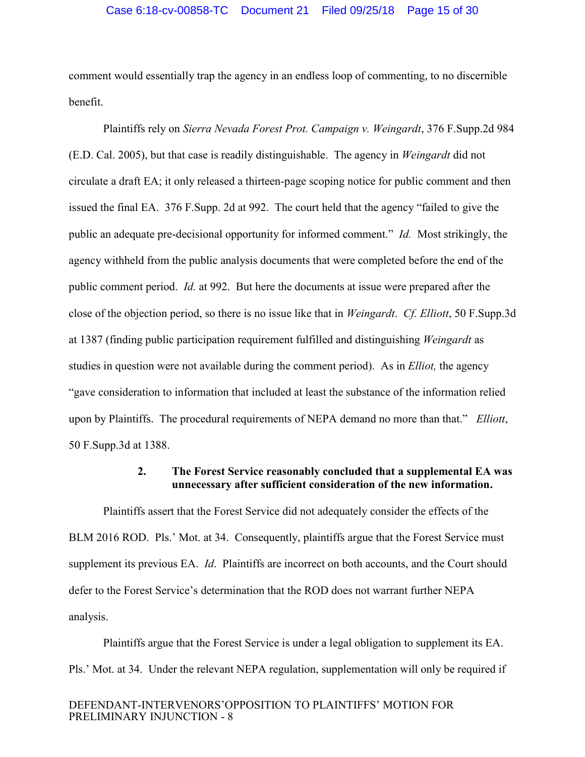comment would essentially trap the agency in an endless loop of commenting, to no discernible benefit.

Plaintiffs rely on *Sierra Nevada Forest Prot. Campaign v. Weingardt*, 376 F.Supp.2d 984 (E.D. Cal. 2005), but that case is readily distinguishable. The agency in *Weingardt* did not circulate a draft EA; it only released a thirteen-page scoping notice for public comment and then issued the final EA. 376 F.Supp. 2d at 992. The court held that the agency "failed to give the public an adequate pre-decisional opportunity for informed comment." *Id.* Most strikingly, the agency withheld from the public analysis documents that were completed before the end of the public comment period. *Id.* at 992. But here the documents at issue were prepared after the close of the objection period, so there is no issue like that in *Weingardt*. *Cf. Elliott*, 50 F.Supp.3d at 1387 (finding public participation requirement fulfilled and distinguishing *Weingardt* as studies in question were not available during the comment period). As in *Elliot,* the agency "gave consideration to information that included at least the substance of the information relied upon by Plaintiffs. The procedural requirements of NEPA demand no more than that." *Elliott*, 50 F.Supp.3d at 1388.

**2. The Forest Service reasonably concluded that a supplemental EA was unnecessary after sufficient consideration of the new information.**

Plaintiffs assert that the Forest Service did not adequately consider the effects of the BLM 2016 ROD. Pls.' Mot. at 34. Consequently, plaintiffs argue that the Forest Service must supplement its previous EA. *Id*. Plaintiffs are incorrect on both accounts, and the Court should defer to the Forest Service's determination that the ROD does not warrant further NEPA analysis.

Plaintiffs argue that the Forest Service is under a legal obligation to supplement its EA. Pls.' Mot. at 34. Under the relevant NEPA regulation, supplementation will only be required if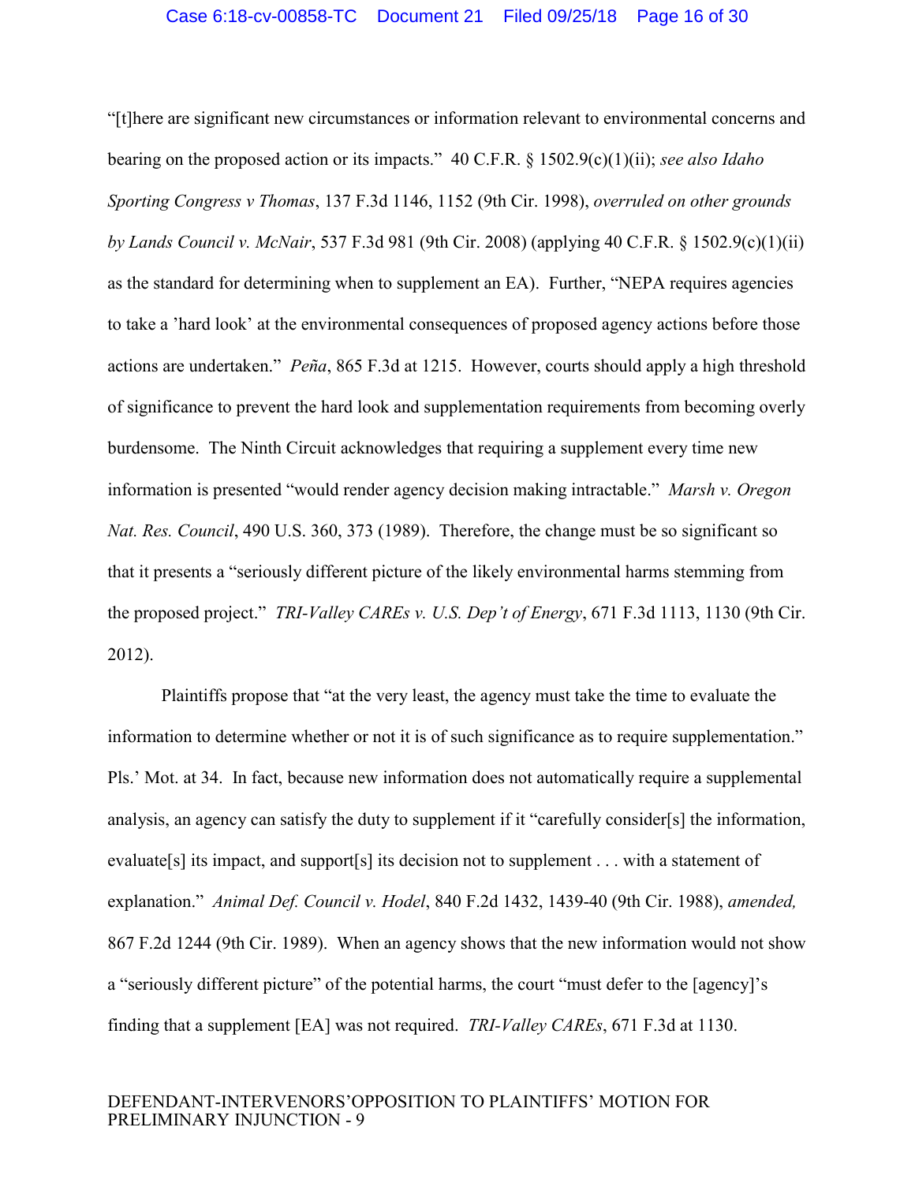"[t]here are significant new circumstances or information relevant to environmental concerns and bearing on the proposed action or its impacts." 40 C.F.R. § 1502.9(c)(1)(ii); *see also Idaho Sporting Congress v Thomas*, 137 F.3d 1146, 1152 (9th Cir. 1998), *overruled on other grounds by Lands Council v. McNair*, 537 F.3d 981 (9th Cir. 2008) (applying 40 C.F.R. § 1502.9(c)(1)(ii) as the standard for determining when to supplement an EA). Further, "NEPA requires agencies to take a 'hard look' at the environmental consequences of proposed agency actions before those actions are undertaken." *Peña*, 865 F.3d at 1215. However, courts should apply a high threshold of significance to prevent the hard look and supplementation requirements from becoming overly burdensome. The Ninth Circuit acknowledges that requiring a supplement every time new information is presented "would render agency decision making intractable." *Marsh v. Oregon Nat. Res. Council*, 490 U.S. 360, 373 (1989). Therefore, the change must be so significant so that it presents a "seriously different picture of the likely environmental harms stemming from the proposed project." *TRI-Valley CAREs v. U.S. Dep't of Energy*, 671 F.3d 1113, 1130 (9th Cir. 2012).

Plaintiffs propose that "at the very least, the agency must take the time to evaluate the information to determine whether or not it is of such significance as to require supplementation." Pls.' Mot. at 34. In fact, because new information does not automatically require a supplemental analysis, an agency can satisfy the duty to supplement if it "carefully consider[s] the information, evaluate[s] its impact, and support[s] its decision not to supplement . . . with a statement of explanation." *Animal Def. Council v. Hodel*, 840 F.2d 1432, 1439-40 (9th Cir. 1988), *amended,* 867 F.2d 1244 (9th Cir. 1989). When an agency shows that the new information would not show a "seriously different picture" of the potential harms, the court "must defer to the [agency]'s finding that a supplement [EA] was not required. *TRI-Valley CAREs*, 671 F.3d at 1130.

DEFENDANT-INTERVENORS' OPPOSITION TO PLAINTIFFS' MOTION FOR PRELIMINARY INJUNCTION - 9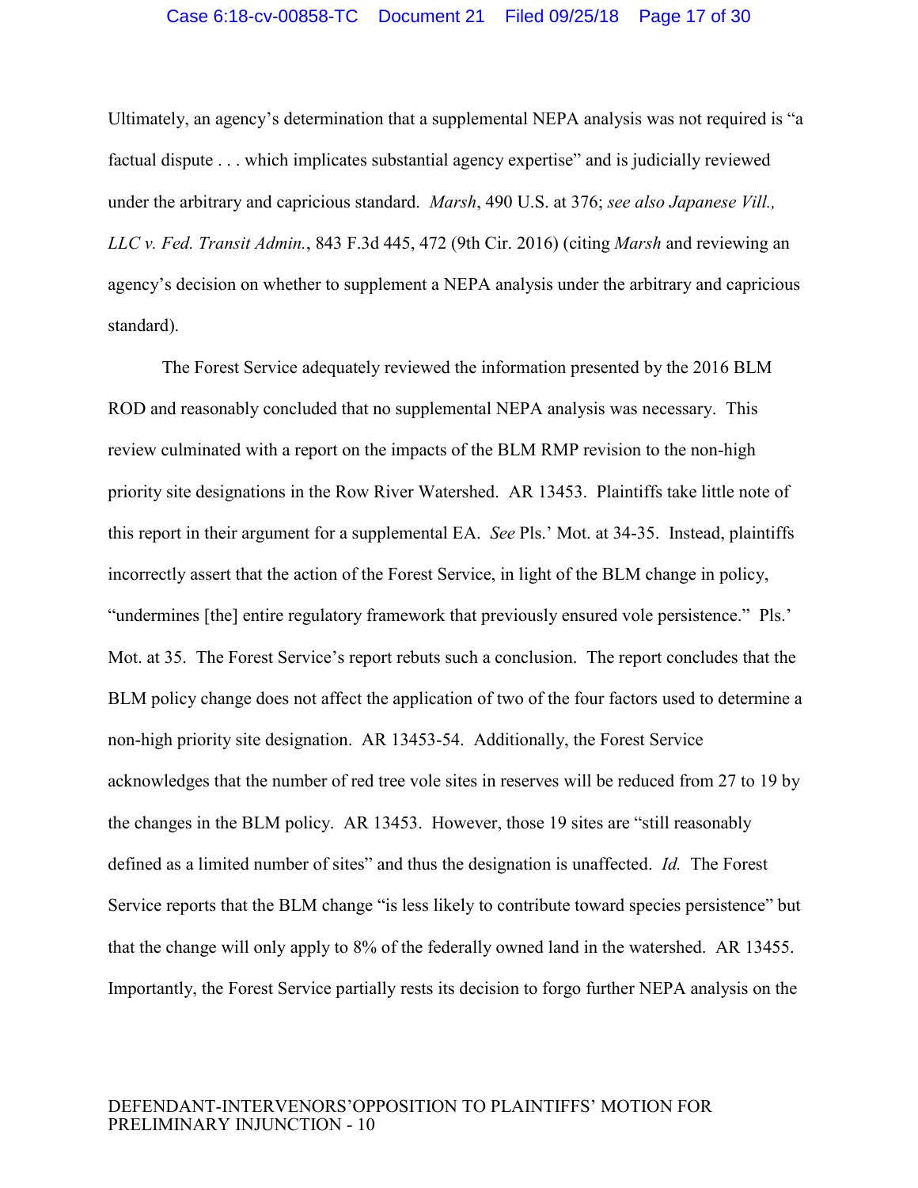Ultimately, an agency's determination that a supplemental NEPA analysis was not required is "a factual dispute . . . which implicates substantial agency expertise" and is judicially reviewed under the arbitrary and capricious standard. *Marsh*, 490 U.S. at 376; *see also Japanese Vill., LLC v. Fed. Transit Admin.*, 843 F.3d 445, 472 (9th Cir. 2016) (citing *Marsh* and reviewing an agency's decision on whether to supplement a NEPA analysis under the arbitrary and capricious standard).

The Forest Service adequately reviewed the information presented by the 2016 BLM ROD and reasonably concluded that no supplemental NEPA analysis was necessary. This review culminated with a report on the impacts of the BLM RMP revision to the non-high priority site designations in the Row River Watershed. AR 13453. Plaintiffs take little note of this report in their argument for a supplemental EA. *See* Pls.' Mot. at 34-35. Instead, plaintiffs incorrectly assert that the action of the Forest Service, in light of the BLM change in policy, "undermines [the] entire regulatory framework that previously ensured vole persistence." Pls.' Mot. at 35. The Forest Service's report rebuts such a conclusion. The report concludes that the BLM policy change does not affect the application of two of the four factors used to determine a non-high priority site designation. AR 13453-54. Additionally, the Forest Service acknowledges that the number of red tree vole sites in reserves will be reduced from 27 to 19 by the changes in the BLM policy. AR 13453. However, those 19 sites are "still reasonably defined as a limited number of sites" and thus the designation is unaffected. *Id.* The Forest Service reports that the BLM change "is less likely to contribute toward species persistence" but that the change will only apply to 8% of the federally owned land in the watershed. AR 13455. Importantly, the Forest Service partially rests its decision to forgo further NEPA analysis on the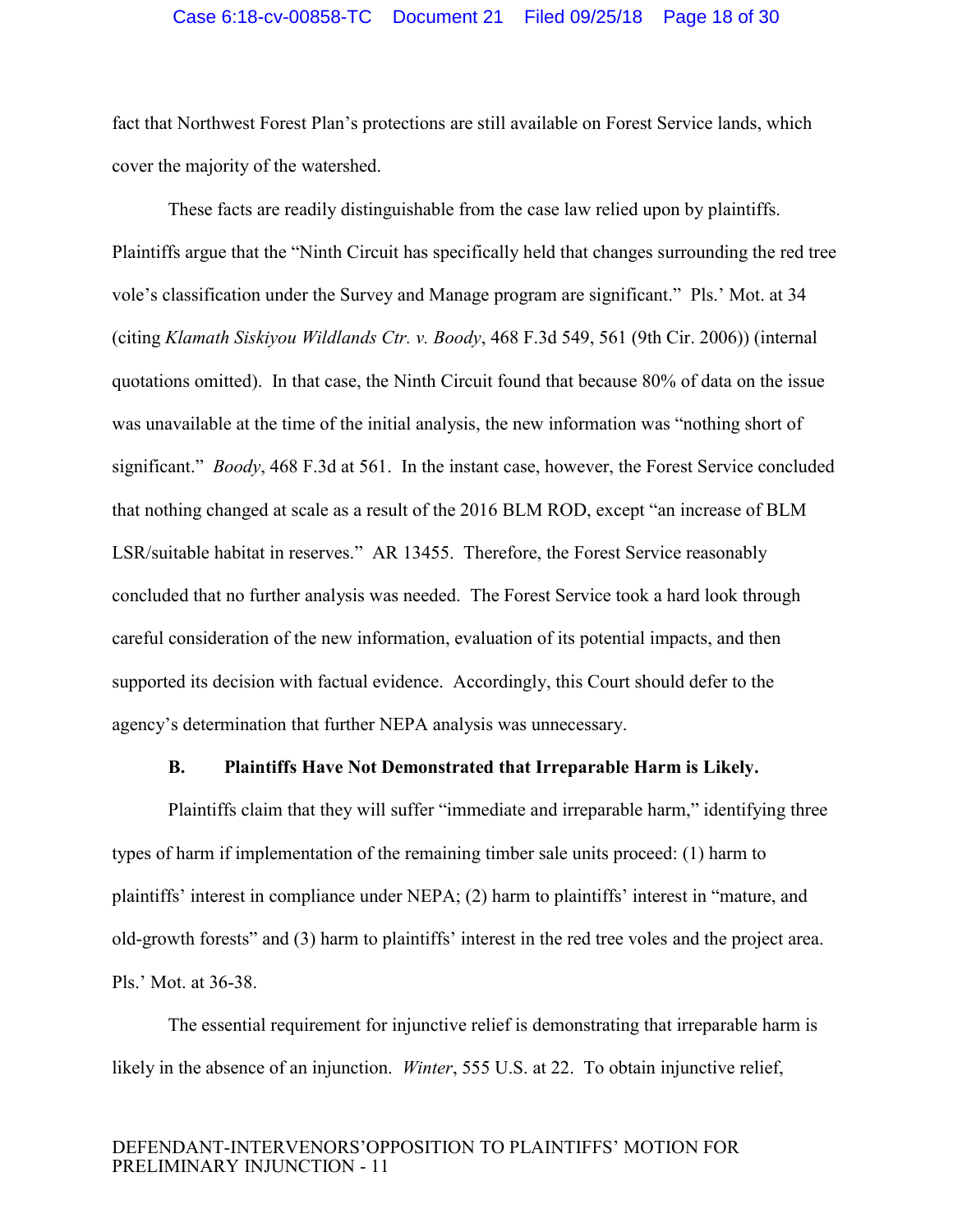fact that Northwest Forest Plan's protections are still available on Forest Service lands, which cover the majority of the watershed.

These facts are readily distinguishable from the case law relied upon by plaintiffs. Plaintiffs argue that the "Ninth Circuit has specifically held that changes surrounding the red tree vole's classification under the Survey and Manage program are significant." Pls.' Mot. at 34 (citing *Klamath Siskiyou Wildlands Ctr. v. Boody*, 468 F.3d 549, 561 (9th Cir. 2006)) (internal quotations omitted). In that case, the Ninth Circuit found that because 80% of data on the issue was unavailable at the time of the initial analysis, the new information was "nothing short of significant." *Boody*, 468 F.3d at 561. In the instant case, however, the Forest Service concluded that nothing changed at scale as a result of the 2016 BLM ROD, except "an increase of BLM LSR/suitable habitat in reserves." AR 13455. Therefore, the Forest Service reasonably concluded that no further analysis was needed. The Forest Service took a hard look through careful consideration of the new information, evaluation of its potential impacts, and then supported its decision with factual evidence. Accordingly, this Court should defer to the agency's determination that further NEPA analysis was unnecessary.

### B. Plaintiffs Have Not Demonstrated that Irreparable Harm is Likely.

Plaintiffs claim that they will suffer "immediate and irreparable harm," identifying three types of harm if implementation of the remaining timber sale units proceed: (1) harm to plaintiffs' interest in compliance under NEPA; (2) harm to plaintiffs' interest in "mature, and old-growth forests" and (3) harm to plaintiffs' interest in the red tree voles and the project area. Pls.' Mot. at 36-38.

The essential requirement for injunctive relief is demonstrating that irreparable harm is likely in the absence of an injunction. *Winter*, 555 U.S. at 22. To obtain injunctive relief,

DEFENDANT-INTERVENORS' OPPOSITION TO PLAINTIFFS' MOTION FOR PRELIMINARY INJUNCTION - 11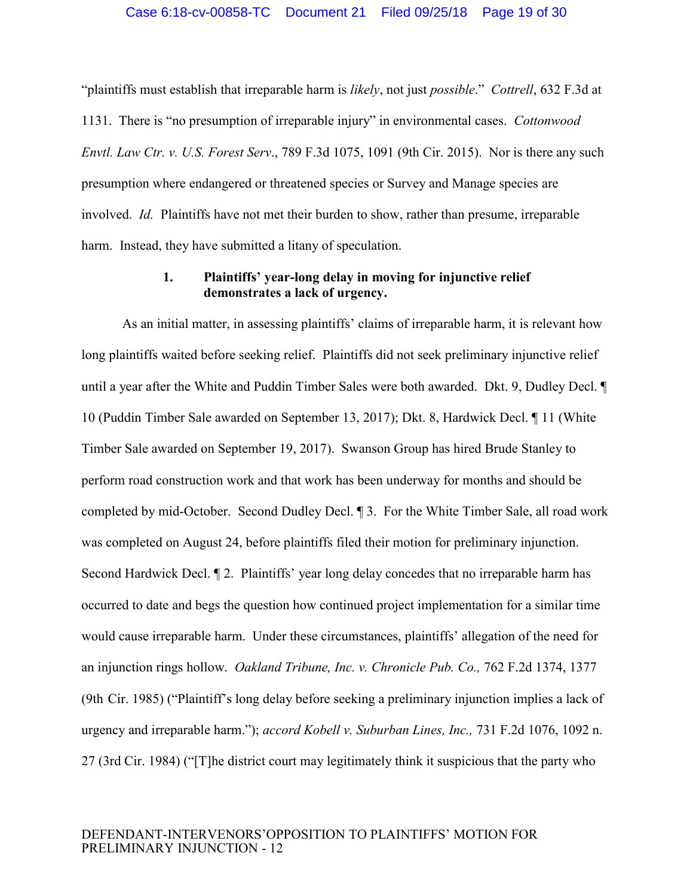"plaintiffs must establish that irreparable harm is *likely*, not just *possible*." *Cottrell*, 632 F.3d at 1131. There is "no presumption of irreparable injury" in environmental cases. *Cottonwood Envtl. Law Ctr. v. U.S. Forest Serv*., 789 F.3d 1075, 1091 (9th Cir. 2015). Nor is there any such presumption where endangered or threatened species or Survey and Manage species are involved. *Id.* Plaintiffs have not met their burden to show, rather than presume, irreparable harm. Instead, they have submitted a litany of speculation.

**1. Plaintiffs' year-long delay in moving for injunctive relief demonstrates a lack of urgency.**

As an initial matter, in assessing plaintiffs' claims of irreparable harm, it is relevant how long plaintiffs waited before seeking relief. Plaintiffs did not seek preliminary injunctive relief until a year after the White and Puddin Timber Sales were both awarded. Dkt. 9, Dudley Decl. ¶ 10 (Puddin Timber Sale awarded on September 13, 2017); Dkt. 8, Hardwick Decl. ¶ 11 (White Timber Sale awarded on September 19, 2017). Swanson Group has hired Brude Stanley to perform road construction work and that work has been underway for months and should be completed by mid-October. Second Dudley Decl. ¶ 3. For the White Timber Sale, all road work was completed on August 24, before plaintiffs filed their motion for preliminary injunction. Second Hardwick Decl. ¶ 2. Plaintiffs' year long delay concedes that no irreparable harm has occurred to date and begs the question how continued project implementation for a similar time would cause irreparable harm. Under these circumstances, plaintiffs' allegation of the need for an injunction rings hollow. *Oakland Tribune, Inc. v. Chronicle Pub. Co.,* 762 F.2d 1374, 1377 (9th Cir. 1985) ("Plaintiff's long delay before seeking a preliminary injunction implies a lack of urgency and irreparable harm."); *accord Kobell v. Suburban Lines, Inc.,* 731 F.2d 1076, 1092 n. 27 (3rd Cir. 1984) ("[T]he district court may legitimately think it suspicious that the party who

DEFENDANT-INTERVENORS'OPPOSITION TO PLAINTIFFS' MOTION FOR PRELIMINARY INJUNCTION - 12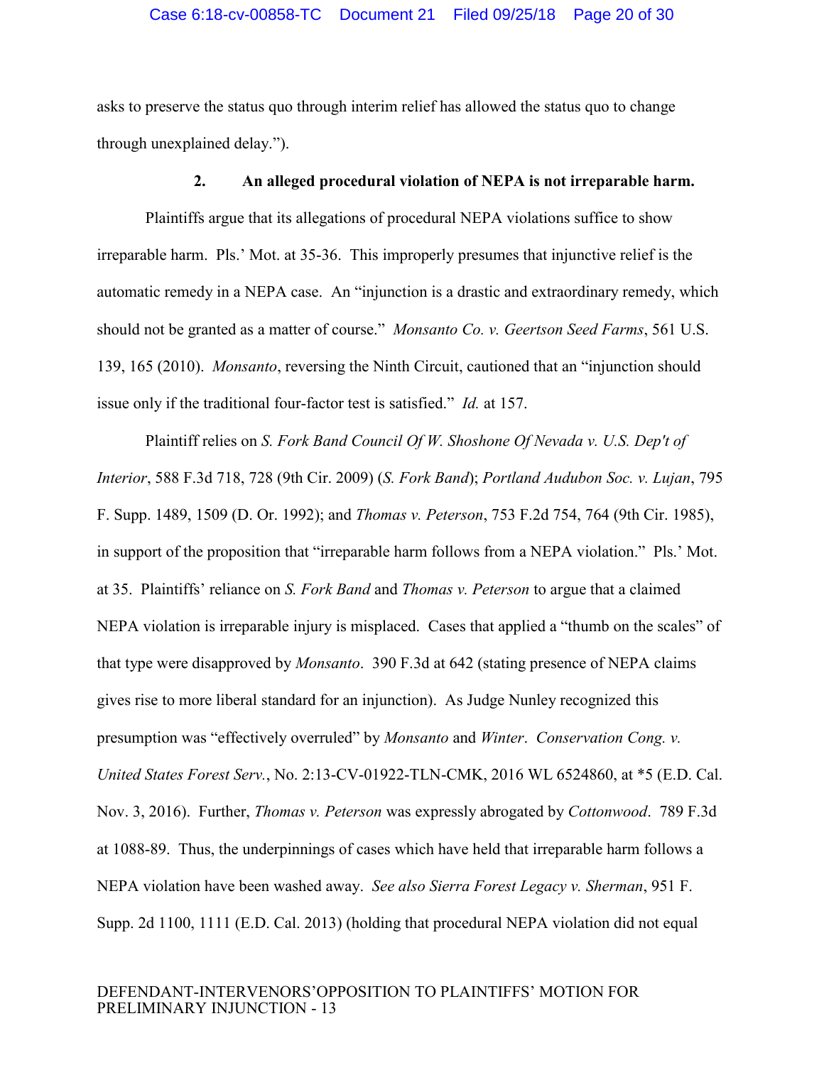asks to preserve the status quo through interim relief has allowed the status quo to change through unexplained delay.").

**2. An alleged procedural violation of NEPA is not irreparable harm.**

Plaintiffs argue that its allegations of procedural NEPA violations suffice to show irreparable harm. Pls.' Mot. at 35-36. This improperly presumes that injunctive relief is the automatic remedy in a NEPA case. An "injunction is a drastic and extraordinary remedy, which should not be granted as a matter of course." *Monsanto Co. v. Geertson Seed Farms*, 561 U.S. 139, 165 (2010). *Monsanto*, reversing the Ninth Circuit, cautioned that an "injunction should issue only if the traditional four-factor test is satisfied." *Id.* at 157.

Plaintiff relies on *S. Fork Band Council Of W. Shoshone Of Nevada v. U.S. Dep't of Interior*, 588 F.3d 718, 728 (9th Cir. 2009) (*S. Fork Band*); *Portland Audubon Soc. v. Lujan*, 795 F. Supp. 1489, 1509 (D. Or. 1992); and *Thomas v. Peterson*, 753 F.2d 754, 764 (9th Cir. 1985), in support of the proposition that "irreparable harm follows from a NEPA violation." Pls.' Mot. at 35. Plaintiffs' reliance on *S. Fork Band* and *Thomas v. Peterson* to argue that a claimed NEPA violation is irreparable injury is misplaced. Cases that applied a "thumb on the scales" of that type were disapproved by *Monsanto*. 390 F.3d at 642 (stating presence of NEPA claims gives rise to more liberal standard for an injunction). As Judge Nunley recognized this presumption was "effectively overruled" by *Monsanto* and *Winter*. *Conservation Cong. v. United States Forest Serv.*, No. 2:13-CV-01922-TLN-CMK, 2016 WL 6524860, at *5 (E.D. Cal. Nov. 3, 2016). Further, *Thomas v. Peterson* was expressly abrogated by *Cottonwood*. 789 F.3d at 1088-89. Thus, the underpinnings of cases which have held that irreparable harm follows a NEPA violation have been washed away. *See also Sierra Forest Legacy v. Sherman*, 951 F. Supp. 2d 1100, 1111 (E.D. Cal. 2013) (holding that procedural NEPA violation did not equal

DEFENDANT-INTERVENORS'OPPOSITION TO PLAINTIFFS' MOTION FOR PRELIMINARY INJUNCTION - 13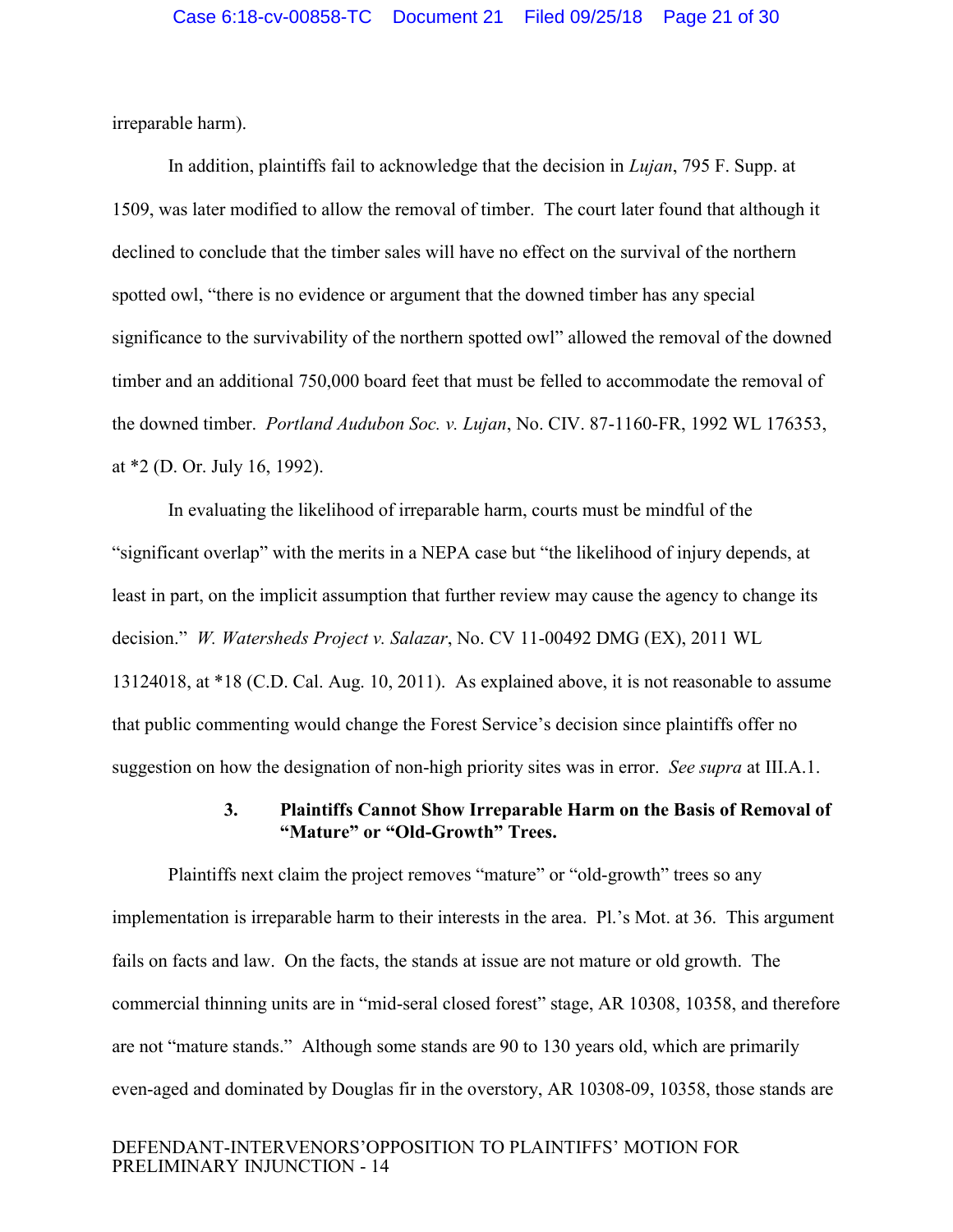irreparable harm).

In addition, plaintiffs fail to acknowledge that the decision in *Lujan*, 795 F. Supp. at 1509, was later modified to allow the removal of timber. The court later found that although it declined to conclude that the timber sales will have no effect on the survival of the northern spotted owl, "there is no evidence or argument that the downed timber has any special significance to the survivability of the northern spotted owl" allowed the removal of the downed timber and an additional 750,000 board feet that must be felled to accommodate the removal of the downed timber. *Portland Audubon Soc. v. Lujan*, No. CIV. 87-1160-FR, 1992 WL 176353, at *2 (D. Or. July 16, 1992).

In evaluating the likelihood of irreparable harm, courts must be mindful of the "significant overlap" with the merits in a NEPA case but "the likelihood of injury depends, at least in part, on the implicit assumption that further review may cause the agency to change its decision." *W. Watersheds Project v. Salazar*, No. CV 11-00492 DMG (EX), 2011 WL 13124018, at *18 (C.D. Cal. Aug. 10, 2011). As explained above, it is not reasonable to assume that public commenting would change the Forest Service's decision since plaintiffs offer no suggestion on how the designation of non-high priority sites was in error. *See supra* at III.A.1.

### 3. Plaintiffs Cannot Show Irreparable Harm on the Basis of Removal of "Mature" or "Old-Growth" Trees.

Plaintiffs next claim the project removes "mature" or "old-growth" trees so any implementation is irreparable harm to their interests in the area. Pl.'s Mot. at 36. This argument fails on facts and law. On the facts, the stands at issue are not mature or old growth. The commercial thinning units are in "mid-seral closed forest" stage, AR 10308, 10358, and therefore are not "mature stands." Although some stands are 90 to 130 years old, which are primarily even-aged and dominated by Douglas fir in the overstory, AR 10308-09, 10358, those stands are

DEFENDANT-INTERVENORS'OPPOSITION TO PLAINTIFFS' MOTION FOR PRELIMINARY INJUNCTION - 14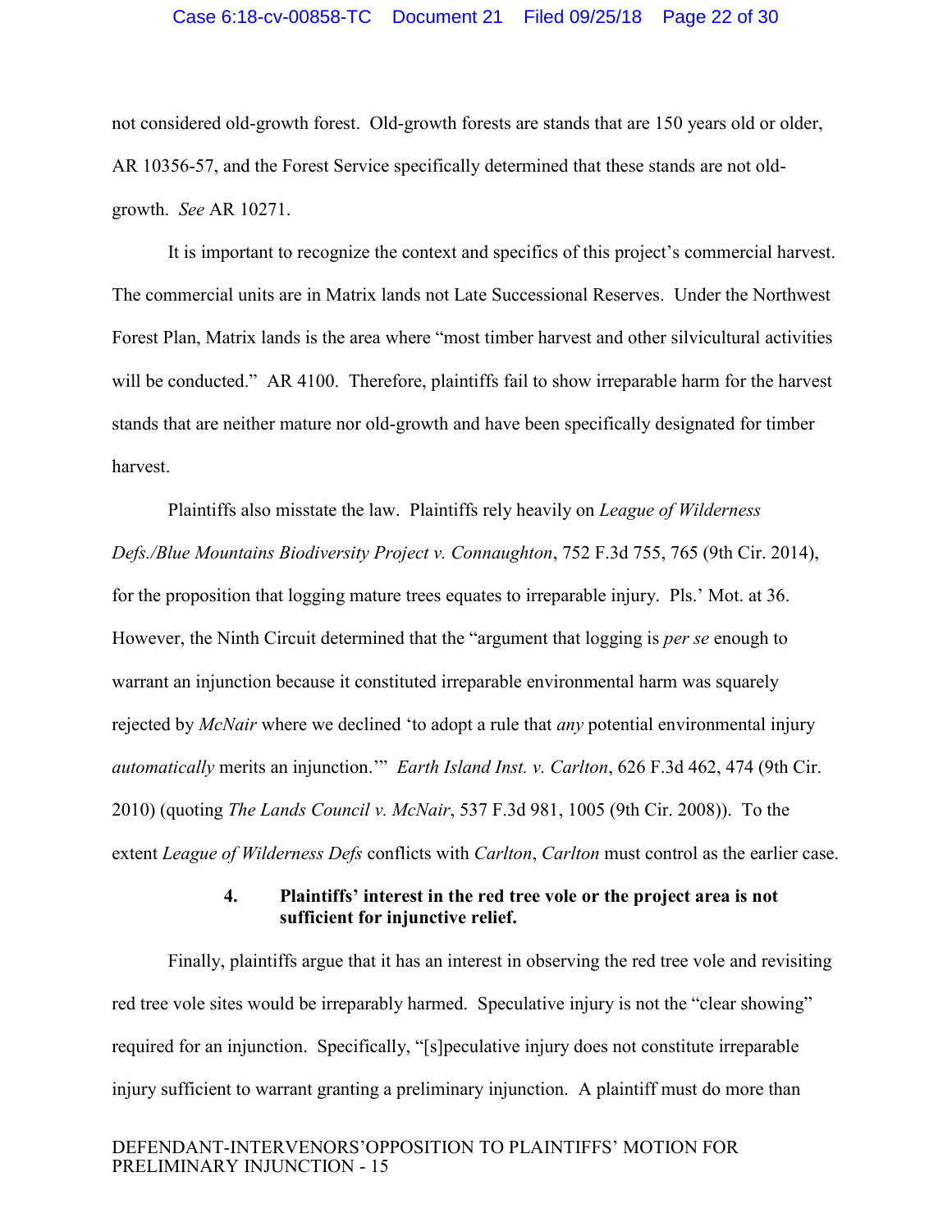not considered old-growth forest. Old-growth forests are stands that are 150 years old or older, AR 10356-57, and the Forest Service specifically determined that these stands are not old-growth. *See* AR 10271.

It is important to recognize the context and specifics of this project's commercial harvest. The commercial units are in Matrix lands not Late Successional Reserves. Under the Northwest Forest Plan, Matrix lands is the area where "most timber harvest and other silvicultural activities will be conducted." AR 4100. Therefore, plaintiffs fail to show irreparable harm for the harvest stands that are neither mature nor old-growth and have been specifically designated for timber harvest.

Plaintiffs also misstate the law. Plaintiffs rely heavily on *League of Wilderness Defs./Blue Mountains Biodiversity Project v. Connaughton*, 752 F.3d 755, 765 (9th Cir. 2014), for the proposition that logging mature trees equates to irreparable injury. Pls.' Mot. at 36. However, the Ninth Circuit determined that the "argument that logging is *per se* enough to warrant an injunction because it constituted irreparable environmental harm was squarely rejected by *McNair* where we declined 'to adopt a rule that *any* potential environmental injury *automatically* merits an injunction.'" *Earth Island Inst. v. Carlton*, 626 F.3d 462, 474 (9th Cir. 2010) (quoting *The Lands Council v. McNair*, 537 F.3d 981, 1005 (9th Cir. 2008)). To the extent *League of Wilderness Defs* conflicts with *Carlton*, *Carlton* must control as the earlier case.

#### 4. Plaintiffs' interest in the red tree vole or the project area is not sufficient for injunctive relief.

Finally, plaintiffs argue that it has an interest in observing the red tree vole and revisiting red tree vole sites would be irreparably harmed. Speculative injury is not the "clear showing" required for an injunction. Specifically, "[s]peculative injury does not constitute irreparable injury sufficient to warrant granting a preliminary injunction. A plaintiff must do more than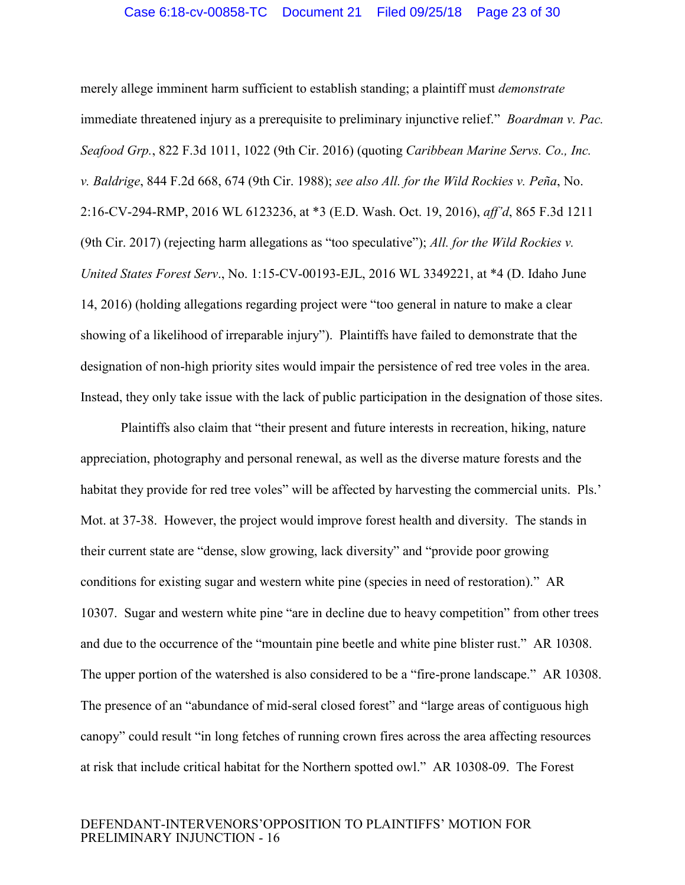merely allege imminent harm sufficient to establish standing; a plaintiff must *demonstrate* immediate threatened injury as a prerequisite to preliminary injunctive relief." *Boardman v. Pac. Seafood Grp.*, 822 F.3d 1011, 1022 (9th Cir. 2016) (quoting *Caribbean Marine Servs. Co., Inc. v. Baldrige*, 844 F.2d 668, 674 (9th Cir. 1988); *see also All. for the Wild Rockies v. Peña*, No. 2:16-CV-294-RMP, 2016 WL 6123236, at *3 (E.D. Wash. Oct. 19, 2016), *aff'd*, 865 F.3d 1211 (9th Cir. 2017) (rejecting harm allegations as "too speculative"); *All. for the Wild Rockies v. United States Forest Serv*., No. 1:15-CV-00193-EJL, 2016 WL 3349221, at *4 (D. Idaho June 14, 2016) (holding allegations regarding project were "too general in nature to make a clear showing of a likelihood of irreparable injury"). Plaintiffs have failed to demonstrate that the designation of non-high priority sites would impair the persistence of red tree voles in the area. Instead, they only take issue with the lack of public participation in the designation of those sites.

Plaintiffs also claim that "their present and future interests in recreation, hiking, nature appreciation, photography and personal renewal, as well as the diverse mature forests and the habitat they provide for red tree voles" will be affected by harvesting the commercial units. Pls.' Mot. at 37-38. However, the project would improve forest health and diversity. The stands in their current state are "dense, slow growing, lack diversity" and "provide poor growing conditions for existing sugar and western white pine (species in need of restoration)." AR 10307. Sugar and western white pine "are in decline due to heavy competition" from other trees and due to the occurrence of the "mountain pine beetle and white pine blister rust." AR 10308. The upper portion of the watershed is also considered to be a "fire-prone landscape." AR 10308. The presence of an "abundance of mid-seral closed forest" and "large areas of contiguous high canopy" could result "in long fetches of running crown fires across the area affecting resources at risk that include critical habitat for the Northern spotted owl." AR 10308-09. The Forest

DEFENDANT-INTERVENORS'OPPOSITION TO PLAINTIFFS' MOTION FOR PRELIMINARY INJUNCTION - 16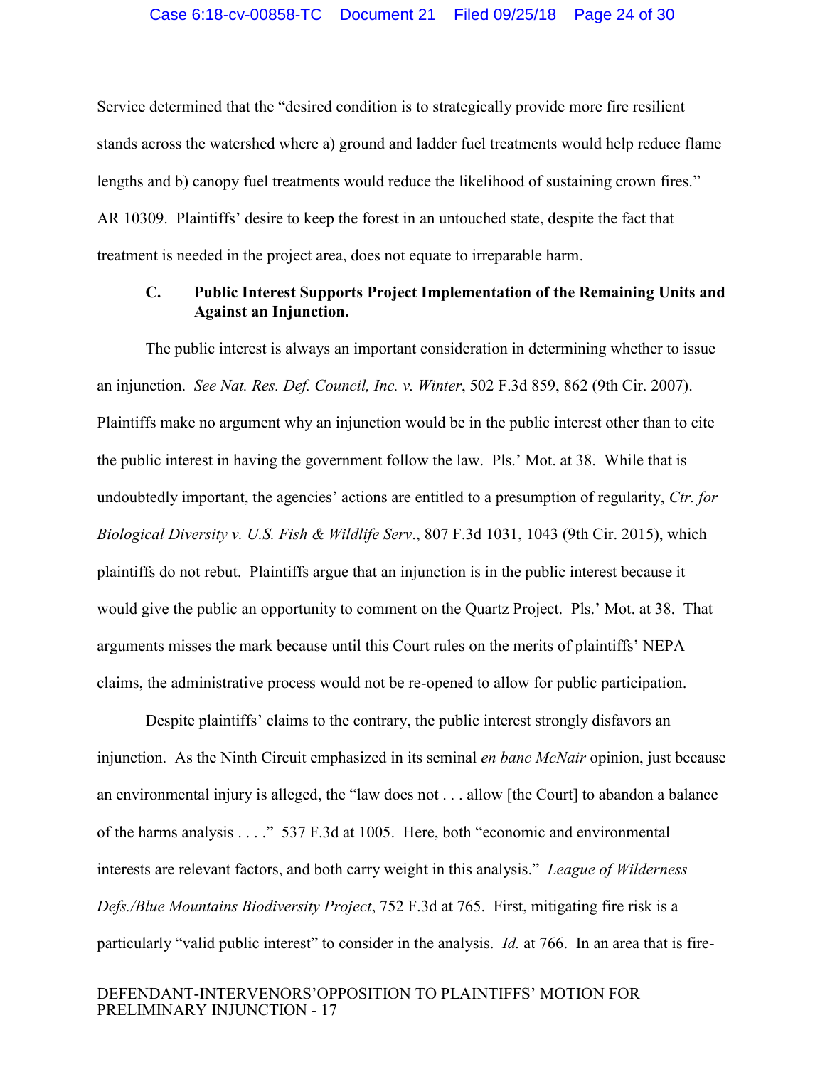Service determined that the "desired condition is to strategically provide more fire resilient stands across the watershed where a) ground and ladder fuel treatments would help reduce flame lengths and b) canopy fuel treatments would reduce the likelihood of sustaining crown fires." AR 10309. Plaintiffs' desire to keep the forest in an untouched state, despite the fact that treatment is needed in the project area, does not equate to irreparable harm.

### C. Public Interest Supports Project Implementation of the Remaining Units and Against an Injunction.

The public interest is always an important consideration in determining whether to issue an injunction. *See Nat. Res. Def. Council, Inc. v. Winter*, 502 F.3d 859, 862 (9th Cir. 2007). Plaintiffs make no argument why an injunction would be in the public interest other than to cite the public interest in having the government follow the law. Pls.' Mot. at 38. While that is undoubtedly important, the agencies' actions are entitled to a presumption of regularity, *Ctr. for Biological Diversity v. U.S. Fish & Wildlife Serv*., 807 F.3d 1031, 1043 (9th Cir. 2015), which plaintiffs do not rebut. Plaintiffs argue that an injunction is in the public interest because it would give the public an opportunity to comment on the Quartz Project. Pls.' Mot. at 38. That arguments misses the mark because until this Court rules on the merits of plaintiffs' NEPA claims, the administrative process would not be re-opened to allow for public participation.

Despite plaintiffs' claims to the contrary, the public interest strongly disfavors an injunction. As the Ninth Circuit emphasized in its seminal *en banc McNair* opinion, just because an environmental injury is alleged, the "law does not . . . allow [the Court] to abandon a balance of the harms analysis . . . ." 537 F.3d at 1005. Here, both "economic and environmental interests are relevant factors, and both carry weight in this analysis." *League of Wilderness Defs./Blue Mountains Biodiversity Project*, 752 F.3d at 765. First, mitigating fire risk is a particularly "valid public interest" to consider in the analysis. *Id.* at 766. In an area that is fire-

DEFENDANT-INTERVENORS'OPPOSITION TO PLAINTIFFS' MOTION FOR PRELIMINARY INJUNCTION - 17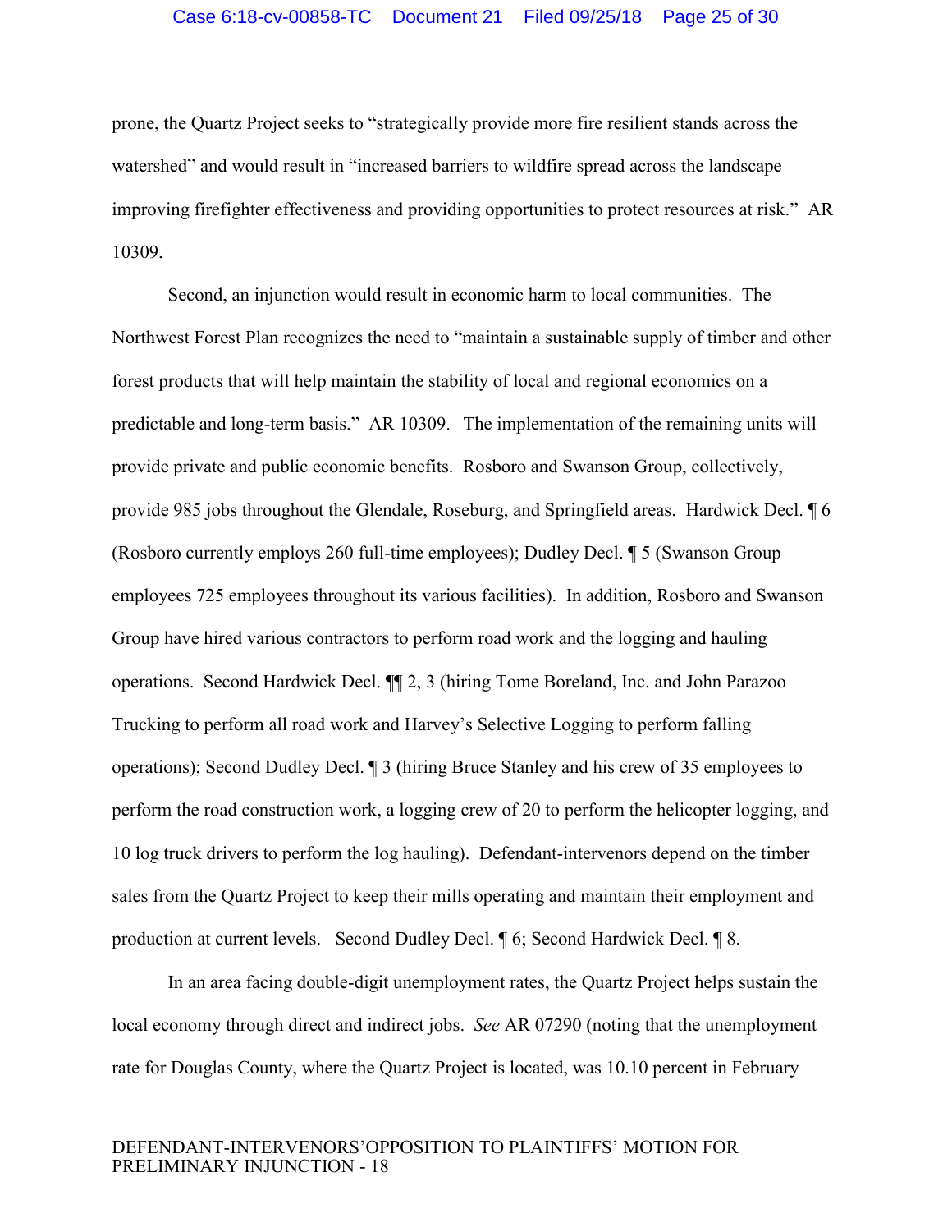prone, the Quartz Project seeks to "strategically provide more fire resilient stands across the watershed" and would result in "increased barriers to wildfire spread across the landscape improving firefighter effectiveness and providing opportunities to protect resources at risk." AR 10309.

Second, an injunction would result in economic harm to local communities. The Northwest Forest Plan recognizes the need to "maintain a sustainable supply of timber and other forest products that will help maintain the stability of local and regional economics on a predictable and long-term basis." AR 10309. The implementation of the remaining units will provide private and public economic benefits. Rosboro and Swanson Group, collectively, provide 985 jobs throughout the Glendale, Roseburg, and Springfield areas. Hardwick Decl. ¶ 6 (Rosboro currently employs 260 full-time employees); Dudley Decl. ¶ 5 (Swanson Group employees 725 employees throughout its various facilities). In addition, Rosboro and Swanson Group have hired various contractors to perform road work and the logging and hauling operations. Second Hardwick Decl. ¶¶ 2, 3 (hiring Tome Boreland, Inc. and John Parazoo Trucking to perform all road work and Harvey's Selective Logging to perform falling operations); Second Dudley Decl. ¶ 3 (hiring Bruce Stanley and his crew of 35 employees to perform the road construction work, a logging crew of 20 to perform the helicopter logging, and 10 log truck drivers to perform the log hauling). Defendant-intervenors depend on the timber sales from the Quartz Project to keep their mills operating and maintain their employment and production at current levels. Second Dudley Decl. ¶ 6; Second Hardwick Decl. ¶ 8.

In an area facing double-digit unemployment rates, the Quartz Project helps sustain the local economy through direct and indirect jobs. *See* AR 07290 (noting that the unemployment rate for Douglas County, where the Quartz Project is located, was 10.10 percent in February

DEFENDANT-INTERVENORS'OPPOSITION TO PLAINTIFFS' MOTION FOR PRELIMINARY INJUNCTION - 18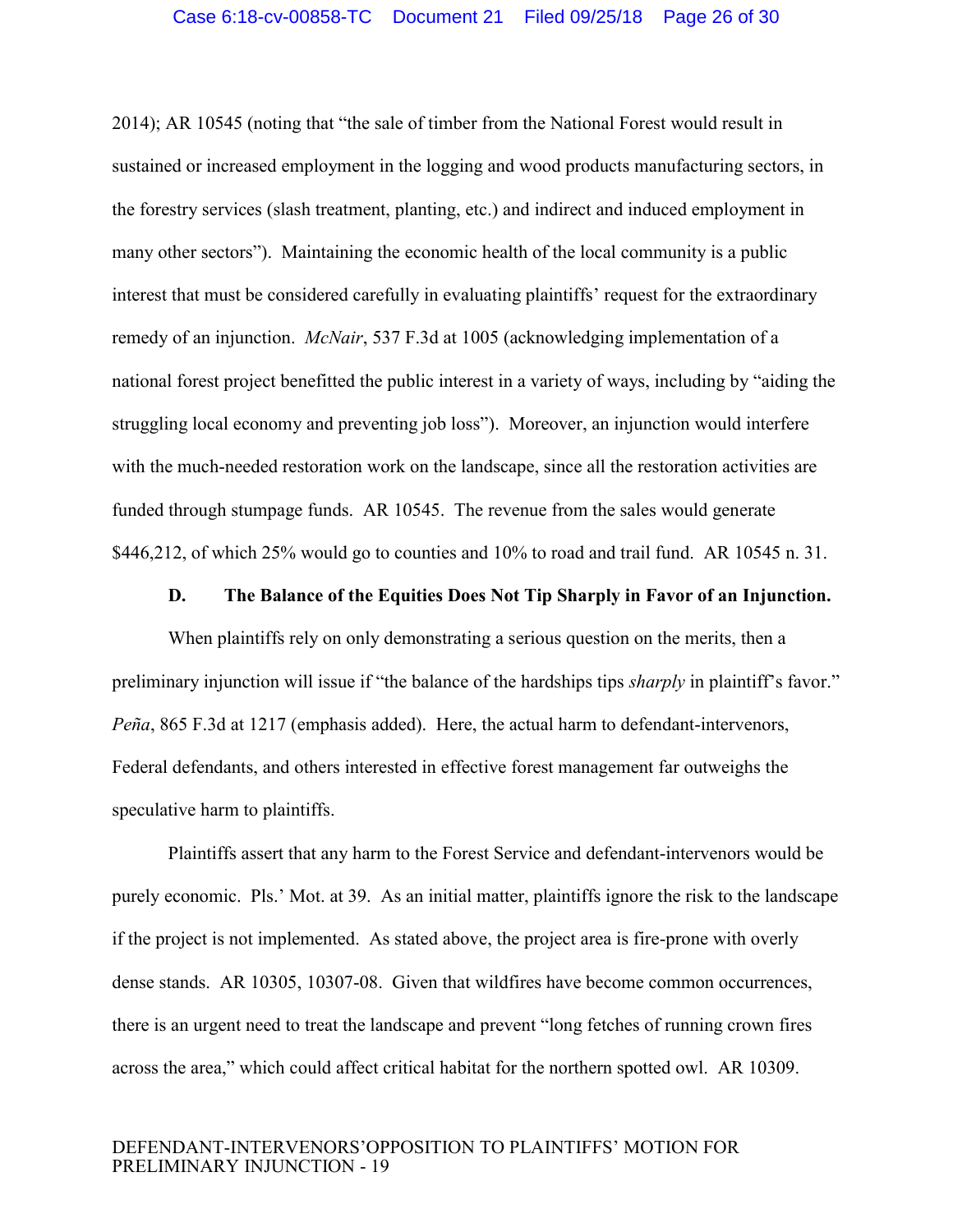2014); AR 10545 (noting that "the sale of timber from the National Forest would result in sustained or increased employment in the logging and wood products manufacturing sectors, in the forestry services (slash treatment, planting, etc.) and indirect and induced employment in many other sectors"). Maintaining the economic health of the local community is a public interest that must be considered carefully in evaluating plaintiffs' request for the extraordinary remedy of an injunction. *McNair*, 537 F.3d at 1005 (acknowledging implementation of a national forest project benefitted the public interest in a variety of ways, including by "aiding the struggling local economy and preventing job loss"). Moreover, an injunction would interfere with the much-needed restoration work on the landscape, since all the restoration activities are funded through stumpage funds. AR 10545. The revenue from the sales would generate $446,212, of which 25% would go to counties and 10% to road and trail fund. AR 10545 n. 31.

### D. The Balance of the Equities Does Not Tip Sharply in Favor of an Injunction.

When plaintiffs rely on only demonstrating a serious question on the merits, then a preliminary injunction will issue if "the balance of the hardships tips *sharply* in plaintiff's favor." *Peña*, 865 F.3d at 1217 (emphasis added). Here, the actual harm to defendant-intervenors, Federal defendants, and others interested in effective forest management far outweighs the speculative harm to plaintiffs.

Plaintiffs assert that any harm to the Forest Service and defendant-intervenors would be purely economic. Pls.' Mot. at 39. As an initial matter, plaintiffs ignore the risk to the landscape if the project is not implemented. As stated above, the project area is fire-prone with overly dense stands. AR 10305, 10307-08. Given that wildfires have become common occurrences, there is an urgent need to treat the landscape and prevent "long fetches of running crown fires across the area," which could affect critical habitat for the northern spotted owl. AR 10309.

DEFENDANT-INTERVENORS' OPPOSITION TO PLAINTIFFS' MOTION FOR PRELIMINARY INJUNCTION - 19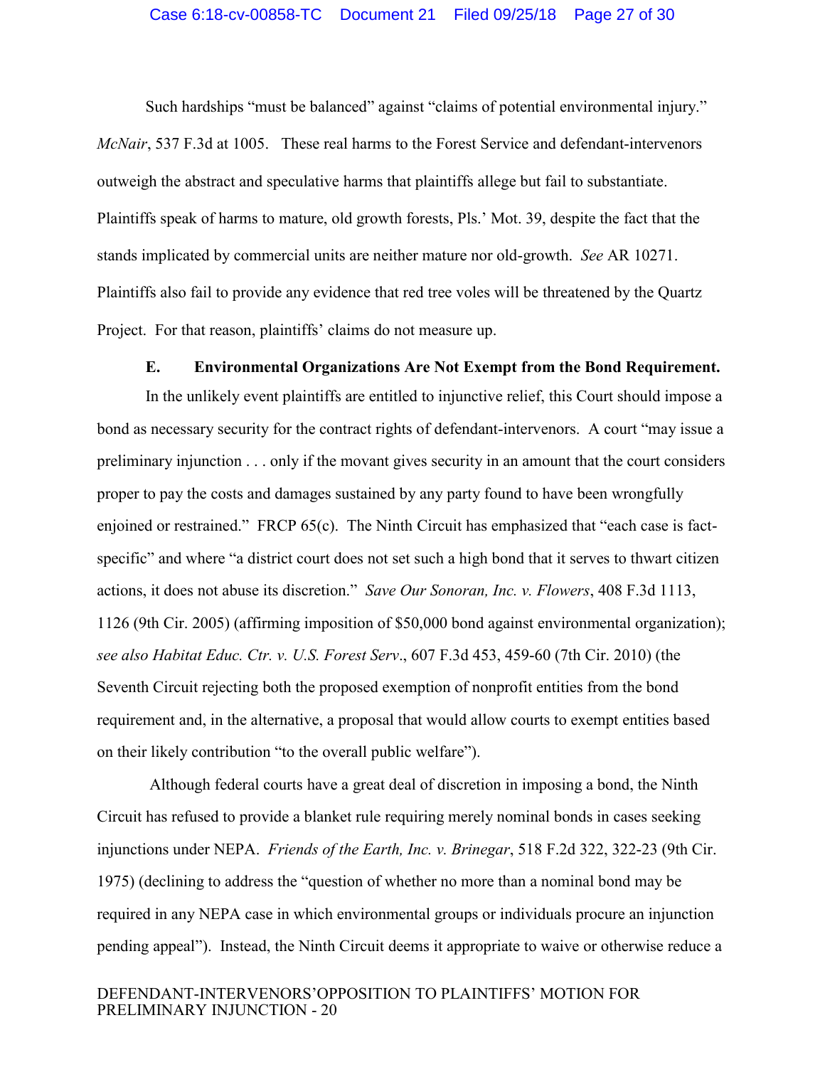Such hardships "must be balanced" against "claims of potential environmental injury." *McNair*, 537 F.3d at 1005. These real harms to the Forest Service and defendant-intervenors outweigh the abstract and speculative harms that plaintiffs allege but fail to substantiate. Plaintiffs speak of harms to mature, old growth forests, Pls.' Mot. 39, despite the fact that the stands implicated by commercial units are neither mature nor old-growth. *See* AR 10271. Plaintiffs also fail to provide any evidence that red tree voles will be threatened by the Quartz Project. For that reason, plaintiffs' claims do not measure up.

### E. Environmental Organizations Are Not Exempt from the Bond Requirement.

In the unlikely event plaintiffs are entitled to injunctive relief, this Court should impose a bond as necessary security for the contract rights of defendant-intervenors. A court "may issue a preliminary injunction . . . only if the movant gives security in an amount that the court considers proper to pay the costs and damages sustained by any party found to have been wrongfully enjoined or restrained." FRCP 65(c). The Ninth Circuit has emphasized that "each case is fact-specific" and where "a district court does not set such a high bond that it serves to thwart citizen actions, it does not abuse its discretion." *Save Our Sonoran, Inc. v. Flowers*, 408 F.3d 1113, 1126 (9th Cir. 2005) (affirming imposition of $50,000 bond against environmental organization); *see also Habitat Educ. Ctr. v. U.S. Forest Serv*., 607 F.3d 453, 459-60 (7th Cir. 2010) (the Seventh Circuit rejecting both the proposed exemption of nonprofit entities from the bond requirement and, in the alternative, a proposal that would allow courts to exempt entities based on their likely contribution "to the overall public welfare").

Although federal courts have a great deal of discretion in imposing a bond, the Ninth Circuit has refused to provide a blanket rule requiring merely nominal bonds in cases seeking injunctions under NEPA. *Friends of the Earth, Inc. v. Brinegar*, 518 F.2d 322, 322-23 (9th Cir. 1975) (declining to address the "question of whether no more than a nominal bond may be required in any NEPA case in which environmental groups or individuals procure an injunction pending appeal"). Instead, the Ninth Circuit deems it appropriate to waive or otherwise reduce a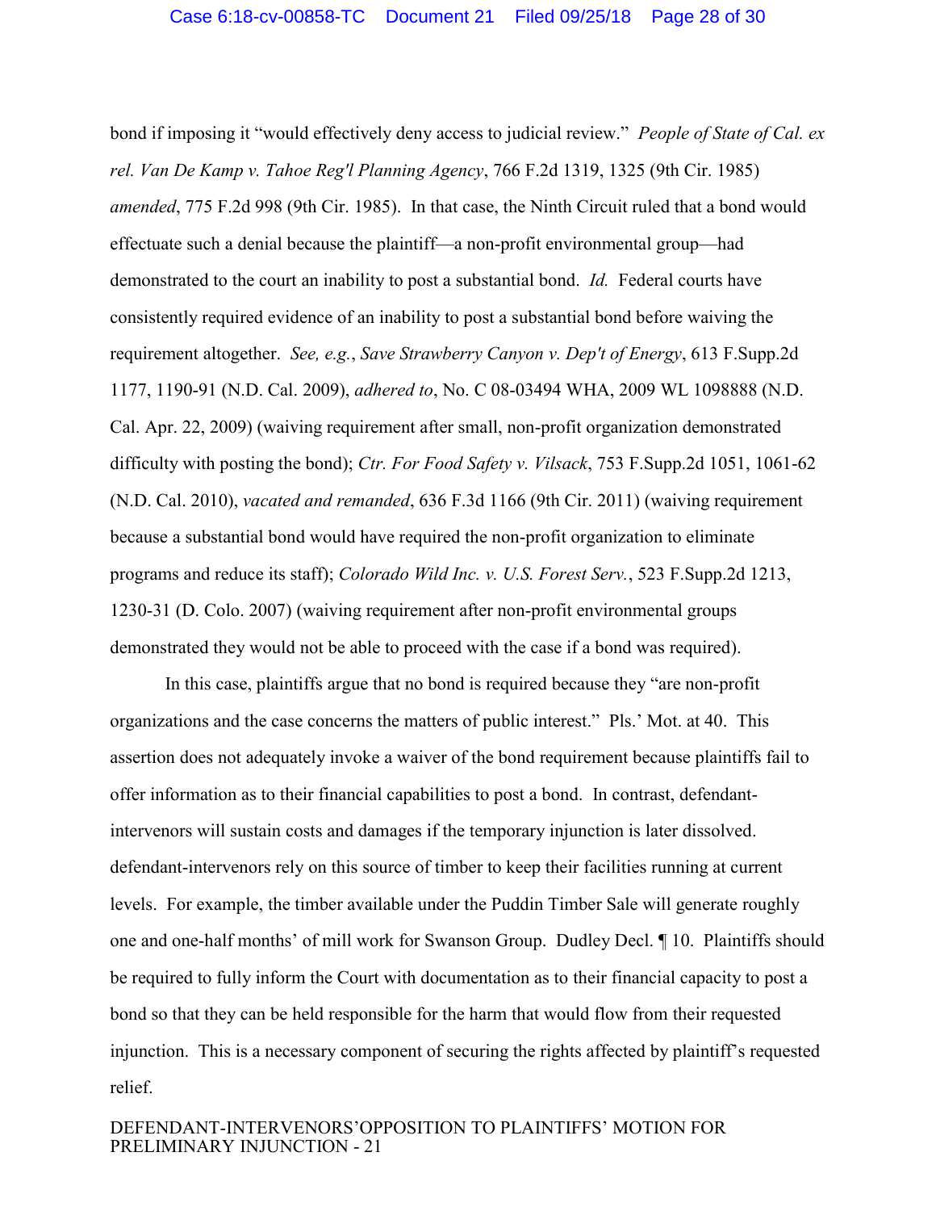bond if imposing it "would effectively deny access to judicial review." *People of State of Cal. ex rel. Van De Kamp v. Tahoe Reg'l Planning Agency*, 766 F.2d 1319, 1325 (9th Cir. 1985) *amended*, 775 F.2d 998 (9th Cir. 1985). In that case, the Ninth Circuit ruled that a bond would effectuate such a denial because the plaintiff—a non-profit environmental group—had demonstrated to the court an inability to post a substantial bond. *Id.* Federal courts have consistently required evidence of an inability to post a substantial bond before waiving the requirement altogether. *See, e.g.*, *Save Strawberry Canyon v. Dep't of Energy*, 613 F.Supp.2d 1177, 1190-91 (N.D. Cal. 2009), *adhered to*, No. C 08-03494 WHA, 2009 WL 1098888 (N.D. Cal. Apr. 22, 2009) (waiving requirement after small, non-profit organization demonstrated difficulty with posting the bond); *Ctr. For Food Safety v. Vilsack*, 753 F.Supp.2d 1051, 1061-62 (N.D. Cal. 2010), *vacated and remanded*, 636 F.3d 1166 (9th Cir. 2011) (waiving requirement because a substantial bond would have required the non-profit organization to eliminate programs and reduce its staff); *Colorado Wild Inc. v. U.S. Forest Serv.*, 523 F.Supp.2d 1213, 1230-31 (D. Colo. 2007) (waiving requirement after non-profit environmental groups demonstrated they would not be able to proceed with the case if a bond was required).

In this case, plaintiffs argue that no bond is required because they "are non-profit organizations and the case concerns the matters of public interest." Pls.' Mot. at 40. This assertion does not adequately invoke a waiver of the bond requirement because plaintiffs fail to offer information as to their financial capabilities to post a bond. In contrast, defendant-intervenors will sustain costs and damages if the temporary injunction is later dissolved. defendant-intervenors rely on this source of timber to keep their facilities running at current levels. For example, the timber available under the Puddin Timber Sale will generate roughly one and one-half months' of mill work for Swanson Group. Dudley Decl. ¶ 10. Plaintiffs should be required to fully inform the Court with documentation as to their financial capacity to post a bond so that they can be held responsible for the harm that would flow from their requested injunction. This is a necessary component of securing the rights affected by plaintiff's requested relief.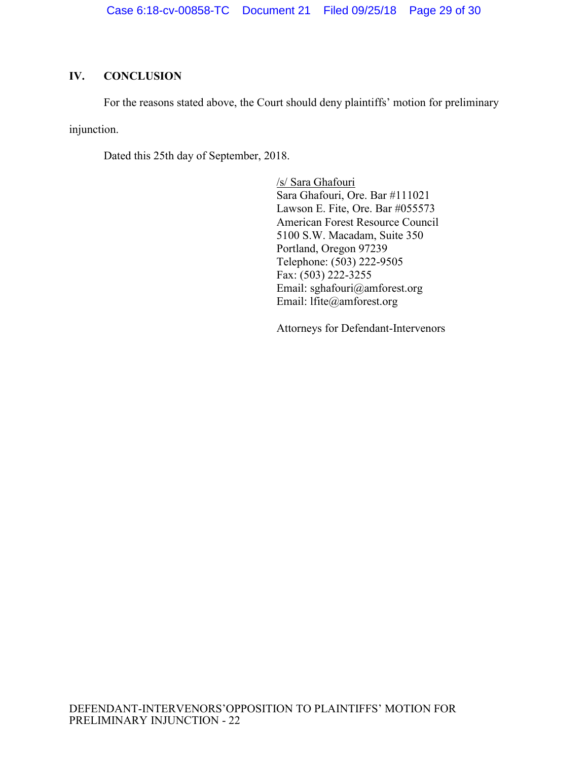## IV. CONCLUSION

For the reasons stated above, the Court should deny plaintiffs' motion for preliminary injunction.

Dated this 25th day of September, 2018.

/s/ Sara Ghafouri
Sara Ghafouri, Ore. Bar #111021
Lawson E. Fite, Ore. Bar #055573
American Forest Resource Council
5100 S.W. Macadam, Suite 350
Portland, Oregon 97239
Telephone: (503) 222-9505
Fax: (503) 222-3255
Email: sghafouri@amforest.org
Email: lfite@amforest.org

Attorneys for Defendant-Intervenors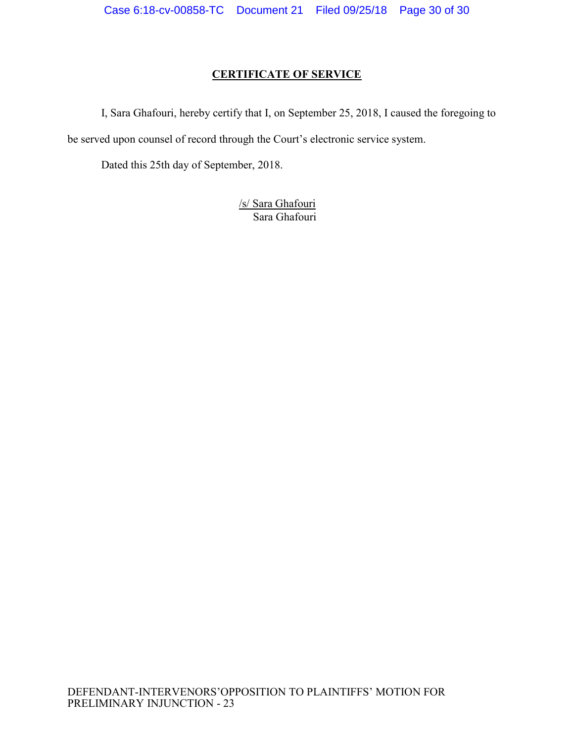## CERTIFICATE OF SERVICE

I, Sara Ghafouri, hereby certify that I, on September 25, 2018, I caused the foregoing to be served upon counsel of record through the Court's electronic service system.

Dated this 25th day of September, 2018.

/s/ Sara Ghafouri
Sara Ghafouri